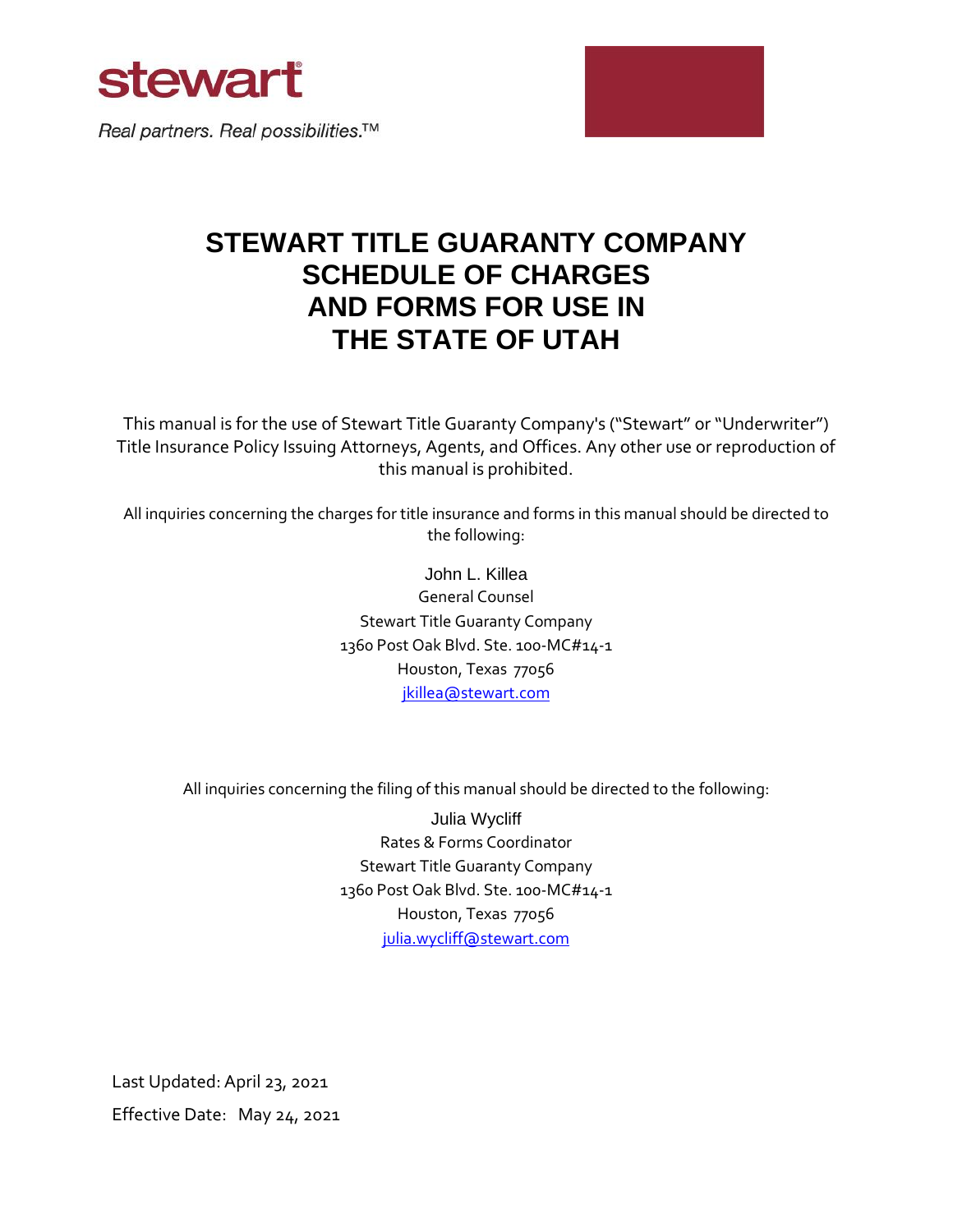stewart®

*Real partners. Real possibilities.*™

# STEWART TITLE GUARANTY COMPANY SCHEDULE OF CHARGES AND FORMS FOR USE IN THE STATE OF UTAH

This manual is for the use of Stewart Title Guaranty Company's ("Stewart" or "Underwriter") Title Insurance Policy Issuing Attorneys, Agents, and Offices. Any other use or reproduction of this manual is prohibited.

All inquiries concerning the charges for title insurance and forms in this manual should be directed to the following:

John L. Killea
General Counsel
Stewart Title Guaranty Company
1360 Post Oak Blvd. Ste. 100-MC#14-1
Houston, Texas 77056
jkillea@stewart.com

All inquiries concerning the filing of this manual should be directed to the following:

Julia Wycliff
Rates & Forms Coordinator
Stewart Title Guaranty Company
1360 Post Oak Blvd. Ste. 100-MC#14-1
Houston, Texas 77056
julia.wycliff@stewart.com

Last Updated: April 23, 2021

Effective Date: May 24, 2021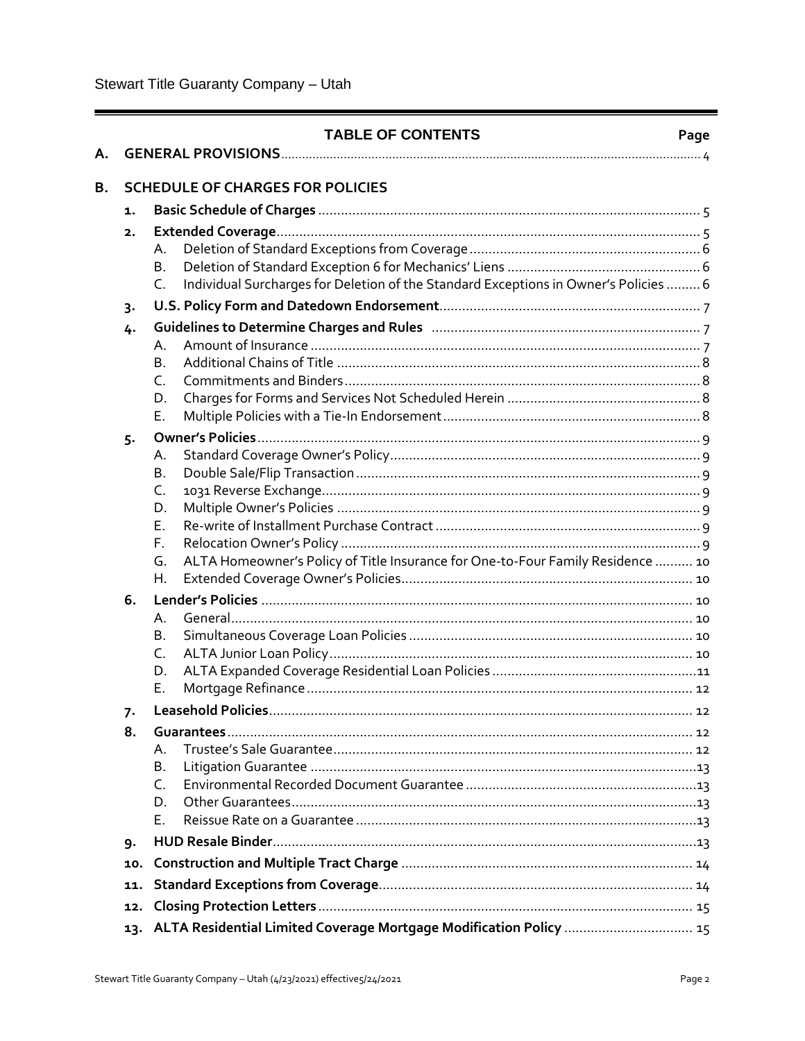## TABLE OF CONTENTS

| | | | | Page |
|---|---|---|---|---|
| **A.** | **GENERAL PROVISIONS** | | | 4 |
| **B.** | **SCHEDULE OF CHARGES FOR POLICIES** | | | |
| | **1.** | **Basic Schedule of Charges** | | 5 |
| | **2.** | **Extended Coverage** | | 5 |
| | | A. | Deletion of Standard Exceptions from Coverage | 6 |
| | | B. | Deletion of Standard Exception 6 for Mechanics' Liens | 6 |
| | | C. | Individual Surcharges for Deletion of the Standard Exceptions in Owner's Policies | 6 |
| | **3.** | **U.S. Policy Form and Datedown Endorsement** | | 7 |
| | **4.** | **Guidelines to Determine Charges and Rules** | | 7 |
| | | A. | Amount of Insurance | 7 |
| | | B. | Additional Chains of Title | 8 |
| | | C. | Commitments and Binders | 8 |
| | | D. | Charges for Forms and Services Not Scheduled Herein | 8 |
| | | E. | Multiple Policies with a Tie-In Endorsement | 8 |
| | **5.** | **Owner's Policies** | | 9 |
| | | A. | Standard Coverage Owner's Policy | 9 |
| | | B. | Double Sale/Flip Transaction | 9 |
| | | C. | 1031 Reverse Exchange | 9 |
| | | D. | Multiple Owner's Policies | 9 |
| | | E. | Re-write of Installment Purchase Contract | 9 |
| | | F. | Relocation Owner's Policy | 9 |
| | | G. | ALTA Homeowner's Policy of Title Insurance for One-to-Four Family Residence | 10 |
| | | H. | Extended Coverage Owner's Policies | 10 |
| | **6.** | **Lender's Policies** | | 10 |
| | | A. | General | 10 |
| | | B. | Simultaneous Coverage Loan Policies | 10 |
| | | C. | ALTA Junior Loan Policy | 10 |
| | | D. | ALTA Expanded Coverage Residential Loan Policies | 11 |
| | | E. | Mortgage Refinance | 12 |
| | **7.** | **Leasehold Policies** | | 12 |
| | **8.** | **Guarantees** | | 12 |
| | | A. | Trustee's Sale Guarantee | 12 |
| | | B. | Litigation Guarantee | 13 |
| | | C. | Environmental Recorded Document Guarantee | 13 |
| | | D. | Other Guarantees | 13 |
| | | E. | Reissue Rate on a Guarantee | 13 |
| | **9.** | **HUD Resale Binder** | | 13 |
| | **10.** | **Construction and Multiple Tract Charge** | | 14 |
| | **11.** | **Standard Exceptions from Coverage** | | 14 |
| | **12.** | **Closing Protection Letters** | | 15 |
| | **13.** | **ALTA Residential Limited Coverage Mortgage Modification Policy** | | 15 |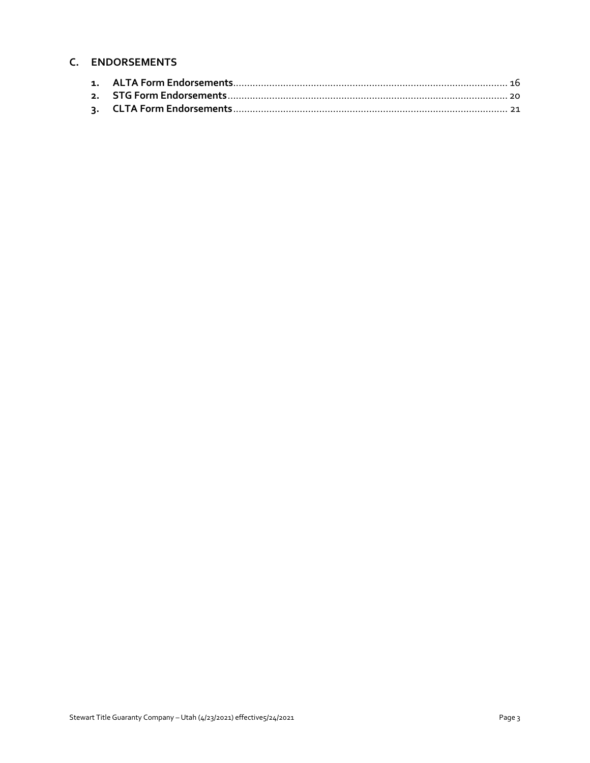## C. ENDORSEMENTS

1. **ALTA Form Endorsements** ........................................................................................................ 16
2. **STG Form Endorsements** ......................................................................................................... 20
3. **CLTA Form Endorsements** ........................................................................................................ 21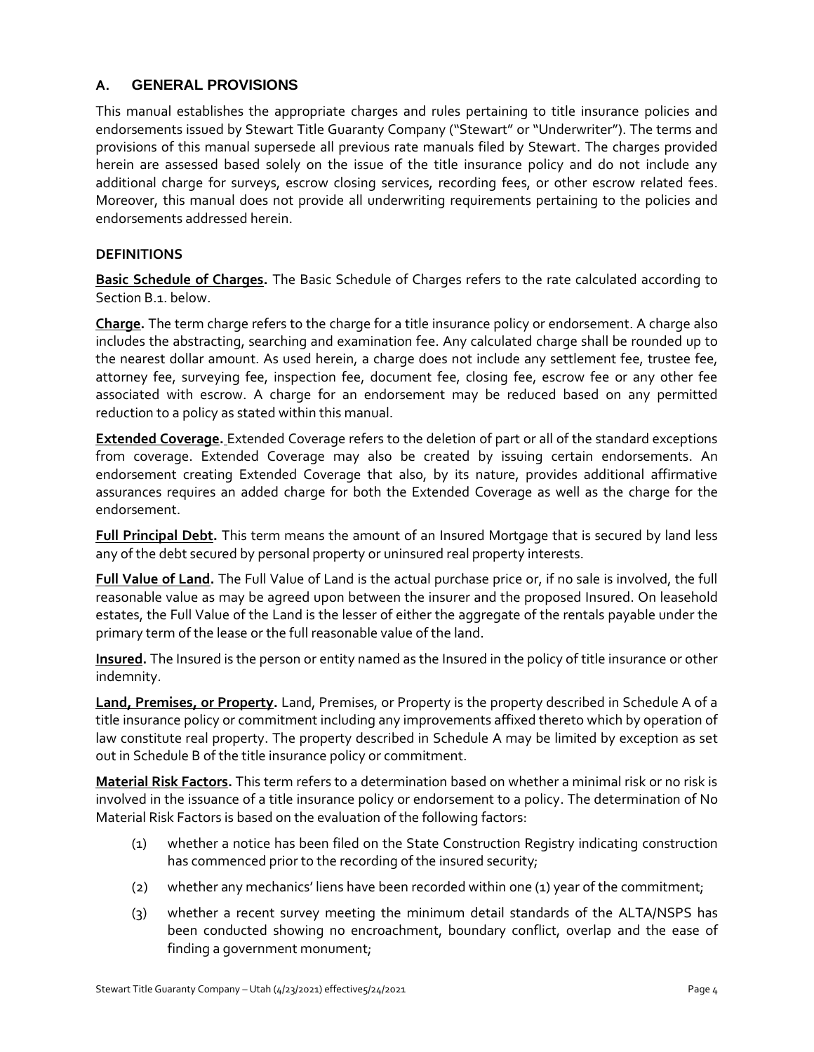## A. GENERAL PROVISIONS

This manual establishes the appropriate charges and rules pertaining to title insurance policies and endorsements issued by Stewart Title Guaranty Company ("Stewart" or "Underwriter"). The terms and provisions of this manual supersede all previous rate manuals filed by Stewart. The charges provided herein are assessed based solely on the issue of the title insurance policy and do not include any additional charge for surveys, escrow closing services, recording fees, or other escrow related fees. Moreover, this manual does not provide all underwriting requirements pertaining to the policies and endorsements addressed herein.

### DEFINITIONS

**Basic Schedule of Charges.** The Basic Schedule of Charges refers to the rate calculated according to Section B.1. below.

**Charge.** The term charge refers to the charge for a title insurance policy or endorsement. A charge also includes the abstracting, searching and examination fee. Any calculated charge shall be rounded up to the nearest dollar amount. As used herein, a charge does not include any settlement fee, trustee fee, attorney fee, surveying fee, inspection fee, document fee, closing fee, escrow fee or any other fee associated with escrow. A charge for an endorsement may be reduced based on any permitted reduction to a policy as stated within this manual.

**Extended Coverage.** Extended Coverage refers to the deletion of part or all of the standard exceptions from coverage. Extended Coverage may also be created by issuing certain endorsements. An endorsement creating Extended Coverage that also, by its nature, provides additional affirmative assurances requires an added charge for both the Extended Coverage as well as the charge for the endorsement.

**Full Principal Debt.** This term means the amount of an Insured Mortgage that is secured by land less any of the debt secured by personal property or uninsured real property interests.

**Full Value of Land.** The Full Value of Land is the actual purchase price or, if no sale is involved, the full reasonable value as may be agreed upon between the insurer and the proposed Insured. On leasehold estates, the Full Value of the Land is the lesser of either the aggregate of the rentals payable under the primary term of the lease or the full reasonable value of the land.

**Insured.** The Insured is the person or entity named as the Insured in the policy of title insurance or other indemnity.

**Land, Premises, or Property.** Land, Premises, or Property is the property described in Schedule A of a title insurance policy or commitment including any improvements affixed thereto which by operation of law constitute real property. The property described in Schedule A may be limited by exception as set out in Schedule B of the title insurance policy or commitment.

**Material Risk Factors.** This term refers to a determination based on whether a minimal risk or no risk is involved in the issuance of a title insurance policy or endorsement to a policy. The determination of No Material Risk Factors is based on the evaluation of the following factors:

(1) whether a notice has been filed on the State Construction Registry indicating construction has commenced prior to the recording of the insured security;

(2) whether any mechanics' liens have been recorded within one (1) year of the commitment;

(3) whether a recent survey meeting the minimum detail standards of the ALTA/NSPS has been conducted showing no encroachment, boundary conflict, overlap and the ease of finding a government monument;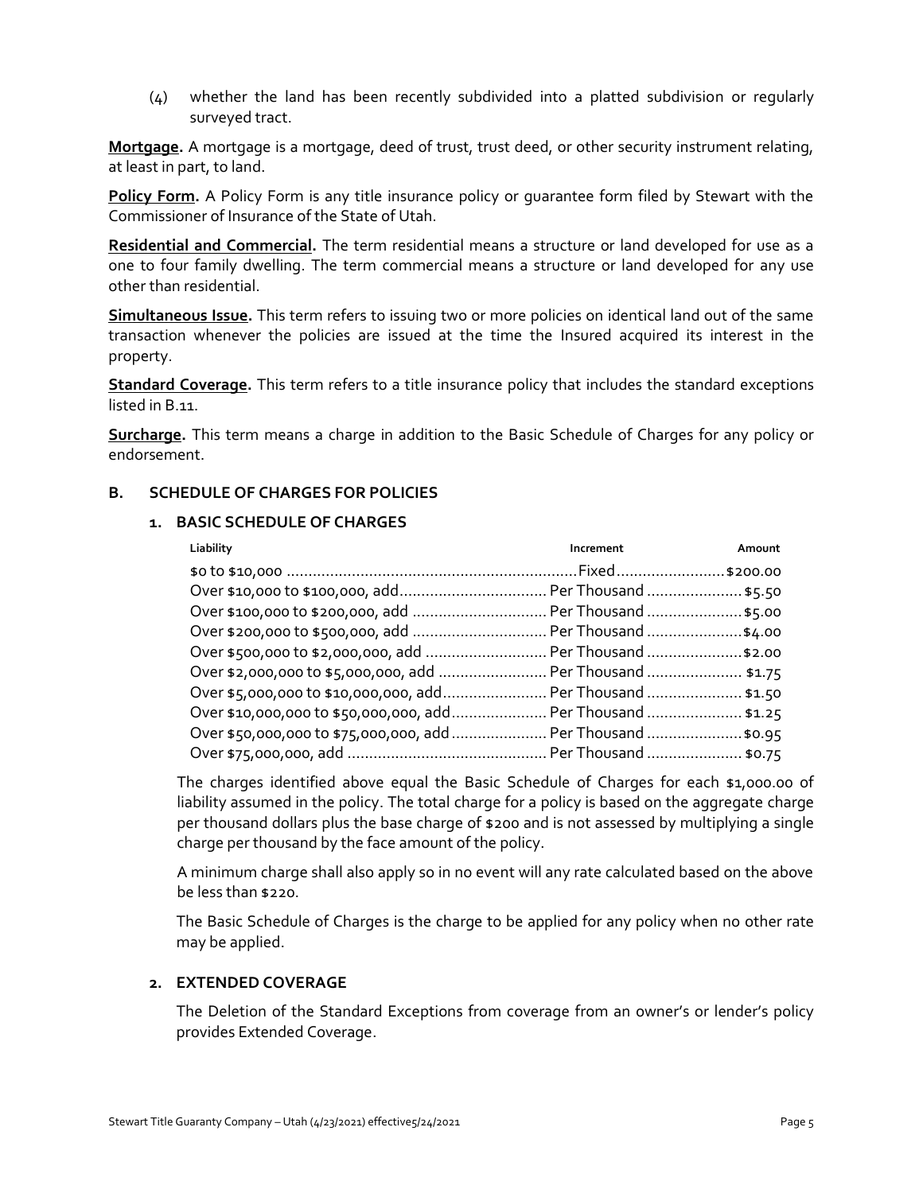(4) whether the land has been recently subdivided into a platted subdivision or regularly surveyed tract.

**Mortgage.** A mortgage is a mortgage, deed of trust, trust deed, or other security instrument relating, at least in part, to land.

**Policy Form.** A Policy Form is any title insurance policy or guarantee form filed by Stewart with the Commissioner of Insurance of the State of Utah.

**Residential and Commercial.** The term residential means a structure or land developed for use as a one to four family dwelling. The term commercial means a structure or land developed for any use other than residential.

**Simultaneous Issue.** This term refers to issuing two or more policies on identical land out of the same transaction whenever the policies are issued at the time the Insured acquired its interest in the property.

**Standard Coverage.** This term refers to a title insurance policy that includes the standard exceptions listed in B.11.

**Surcharge.** This term means a charge in addition to the Basic Schedule of Charges for any policy or endorsement.

## B. SCHEDULE OF CHARGES FOR POLICIES

### 1. BASIC SCHEDULE OF CHARGES

| Liability | Increment | Amount |
|---|---|---|
| $0 to $10,000 | Fixed | $200.00 |
| Over $10,000 to $100,000, add | Per Thousand | $5.50 |
| Over $100,000 to $200,000, add | Per Thousand | $5.00 |
| Over $200,000 to $500,000, add | Per Thousand | $4.00 |
| Over $500,000 to $2,000,000, add | Per Thousand | $2.00 |
| Over $2,000,000 to $5,000,000, add | Per Thousand | $1.75 |
| Over $5,000,000 to $10,000,000, add | Per Thousand | $1.50 |
| Over $10,000,000 to $50,000,000, add | Per Thousand | $1.25 |
| Over $50,000,000 to $75,000,000, add | Per Thousand | $0.95 |
| Over $75,000,000, add | Per Thousand | $0.75 |

The charges identified above equal the Basic Schedule of Charges for each $1,000.00 of liability assumed in the policy. The total charge for a policy is based on the aggregate charge per thousand dollars plus the base charge of $200 and is not assessed by multiplying a single charge per thousand by the face amount of the policy.

A minimum charge shall also apply so in no event will any rate calculated based on the above be less than $220.

The Basic Schedule of Charges is the charge to be applied for any policy when no other rate may be applied.

### 2. EXTENDED COVERAGE

The Deletion of the Standard Exceptions from coverage from an owner's or lender's policy provides Extended Coverage.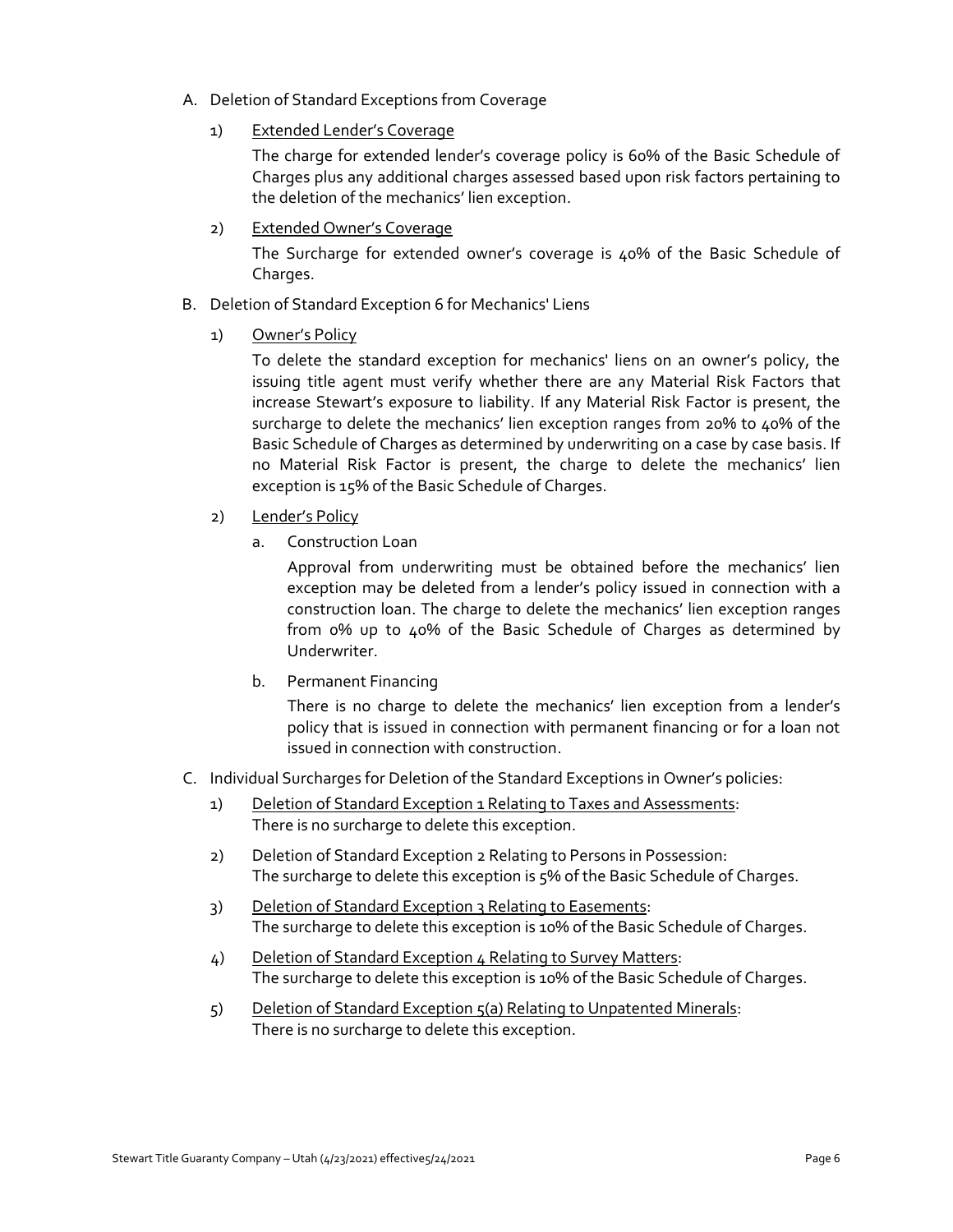A. Deletion of Standard Exceptions from Coverage

1) <u>Extended Lender's Coverage</u>

The charge for extended lender's coverage policy is 60% of the Basic Schedule of Charges plus any additional charges assessed based upon risk factors pertaining to the deletion of the mechanics' lien exception.

2) <u>Extended Owner's Coverage</u>

The Surcharge for extended owner's coverage is 40% of the Basic Schedule of Charges.

B. Deletion of Standard Exception 6 for Mechanics' Liens

1) <u>Owner's Policy</u>

To delete the standard exception for mechanics' liens on an owner's policy, the issuing title agent must verify whether there are any Material Risk Factors that increase Stewart's exposure to liability. If any Material Risk Factor is present, the surcharge to delete the mechanics' lien exception ranges from 20% to 40% of the Basic Schedule of Charges as determined by underwriting on a case by case basis. If no Material Risk Factor is present, the charge to delete the mechanics' lien exception is 15% of the Basic Schedule of Charges.

2) <u>Lender's Policy</u>

a. Construction Loan

Approval from underwriting must be obtained before the mechanics' lien exception may be deleted from a lender's policy issued in connection with a construction loan. The charge to delete the mechanics' lien exception ranges from 0% up to 40% of the Basic Schedule of Charges as determined by Underwriter.

b. Permanent Financing

There is no charge to delete the mechanics' lien exception from a lender's policy that is issued in connection with permanent financing or for a loan not issued in connection with construction.

C. Individual Surcharges for Deletion of the Standard Exceptions in Owner's policies:

1) <u>Deletion of Standard Exception 1 Relating to Taxes and Assessments</u>:
There is no surcharge to delete this exception.

2) Deletion of Standard Exception 2 Relating to Persons in Possession:
The surcharge to delete this exception is 5% of the Basic Schedule of Charges.

3) <u>Deletion of Standard Exception 3 Relating to Easements</u>:
The surcharge to delete this exception is 10% of the Basic Schedule of Charges.

4) <u>Deletion of Standard Exception 4 Relating to Survey Matters</u>:
The surcharge to delete this exception is 10% of the Basic Schedule of Charges.

5) <u>Deletion of Standard Exception 5(a) Relating to Unpatented Minerals</u>:
There is no surcharge to delete this exception.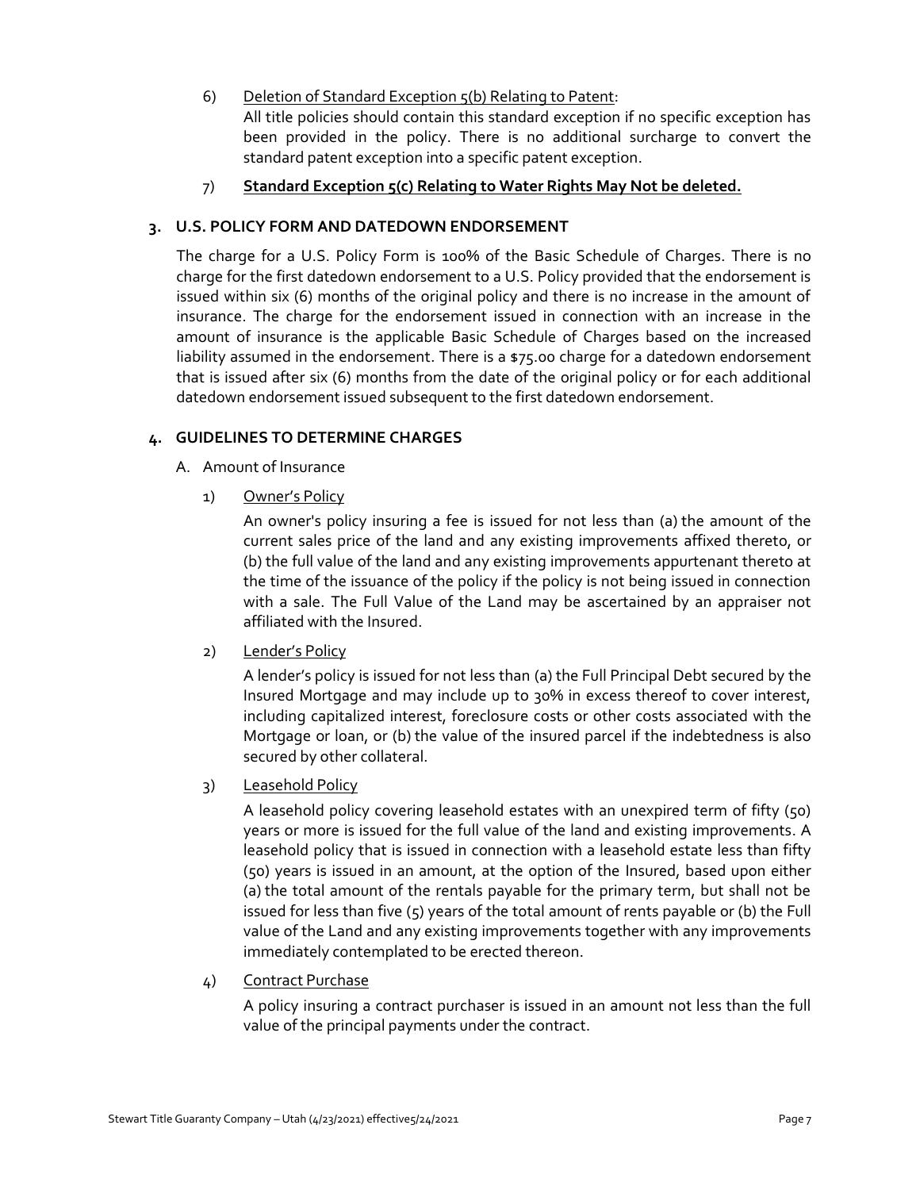6) <u>Deletion of Standard Exception 5(b) Relating to Patent</u>:
   All title policies should contain this standard exception if no specific exception has been provided in the policy. There is no additional surcharge to convert the standard patent exception into a specific patent exception.

7) **<u>Standard Exception 5(c) Relating to Water Rights May Not be deleted.</u>**

## 3. U.S. POLICY FORM AND DATEDOWN ENDORSEMENT

The charge for a U.S. Policy Form is 100% of the Basic Schedule of Charges. There is no charge for the first datedown endorsement to a U.S. Policy provided that the endorsement is issued within six (6) months of the original policy and there is no increase in the amount of insurance. The charge for the endorsement issued in connection with an increase in the amount of insurance is the applicable Basic Schedule of Charges based on the increased liability assumed in the endorsement. There is a $75.00 charge for a datedown endorsement that is issued after six (6) months from the date of the original policy or for each additional datedown endorsement issued subsequent to the first datedown endorsement.

## 4. GUIDELINES TO DETERMINE CHARGES

A. Amount of Insurance

1) <u>Owner's Policy</u>

   An owner's policy insuring a fee is issued for not less than (a) the amount of the current sales price of the land and any existing improvements affixed thereto, or (b) the full value of the land and any existing improvements appurtenant thereto at the time of the issuance of the policy if the policy is not being issued in connection with a sale. The Full Value of the Land may be ascertained by an appraiser not affiliated with the Insured.

2) <u>Lender's Policy</u>

   A lender's policy is issued for not less than (a) the Full Principal Debt secured by the Insured Mortgage and may include up to 30% in excess thereof to cover interest, including capitalized interest, foreclosure costs or other costs associated with the Mortgage or loan, or (b) the value of the insured parcel if the indebtedness is also secured by other collateral.

3) <u>Leasehold Policy</u>

   A leasehold policy covering leasehold estates with an unexpired term of fifty (50) years or more is issued for the full value of the land and existing improvements. A leasehold policy that is issued in connection with a leasehold estate less than fifty (50) years is issued in an amount, at the option of the Insured, based upon either (a) the total amount of the rentals payable for the primary term, but shall not be issued for less than five (5) years of the total amount of rents payable or (b) the Full value of the Land and any existing improvements together with any improvements immediately contemplated to be erected thereon.

4) <u>Contract Purchase</u>

   A policy insuring a contract purchaser is issued in an amount not less than the full value of the principal payments under the contract.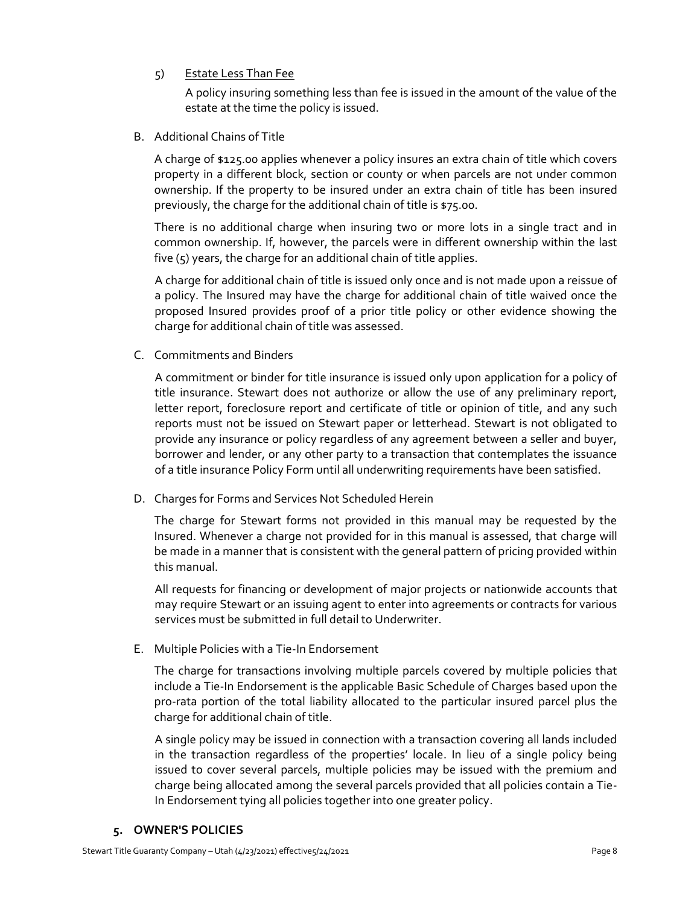5) <u>Estate Less Than Fee</u>

A policy insuring something less than fee is issued in the amount of the value of the estate at the time the policy is issued.

B. Additional Chains of Title

A charge of $125.00 applies whenever a policy insures an extra chain of title which covers property in a different block, section or county or when parcels are not under common ownership. If the property to be insured under an extra chain of title has been insured previously, the charge for the additional chain of title is $75.00.

There is no additional charge when insuring two or more lots in a single tract and in common ownership. If, however, the parcels were in different ownership within the last five (5) years, the charge for an additional chain of title applies.

A charge for additional chain of title is issued only once and is not made upon a reissue of a policy. The Insured may have the charge for additional chain of title waived once the proposed Insured provides proof of a prior title policy or other evidence showing the charge for additional chain of title was assessed.

C. Commitments and Binders

A commitment or binder for title insurance is issued only upon application for a policy of title insurance. Stewart does not authorize or allow the use of any preliminary report, letter report, foreclosure report and certificate of title or opinion of title, and any such reports must not be issued on Stewart paper or letterhead. Stewart is not obligated to provide any insurance or policy regardless of any agreement between a seller and buyer, borrower and lender, or any other party to a transaction that contemplates the issuance of a title insurance Policy Form until all underwriting requirements have been satisfied.

D. Charges for Forms and Services Not Scheduled Herein

The charge for Stewart forms not provided in this manual may be requested by the Insured. Whenever a charge not provided for in this manual is assessed, that charge will be made in a manner that is consistent with the general pattern of pricing provided within this manual.

All requests for financing or development of major projects or nationwide accounts that may require Stewart or an issuing agent to enter into agreements or contracts for various services must be submitted in full detail to Underwriter.

E. Multiple Policies with a Tie-In Endorsement

The charge for transactions involving multiple parcels covered by multiple policies that include a Tie-In Endorsement is the applicable Basic Schedule of Charges based upon the pro-rata portion of the total liability allocated to the particular insured parcel plus the charge for additional chain of title.

A single policy may be issued in connection with a transaction covering all lands included in the transaction regardless of the properties' locale. In lieu of a single policy being issued to cover several parcels, multiple policies may be issued with the premium and charge being allocated among the several parcels provided that all policies contain a Tie-In Endorsement tying all policies together into one greater policy.

## 5. OWNER'S POLICIES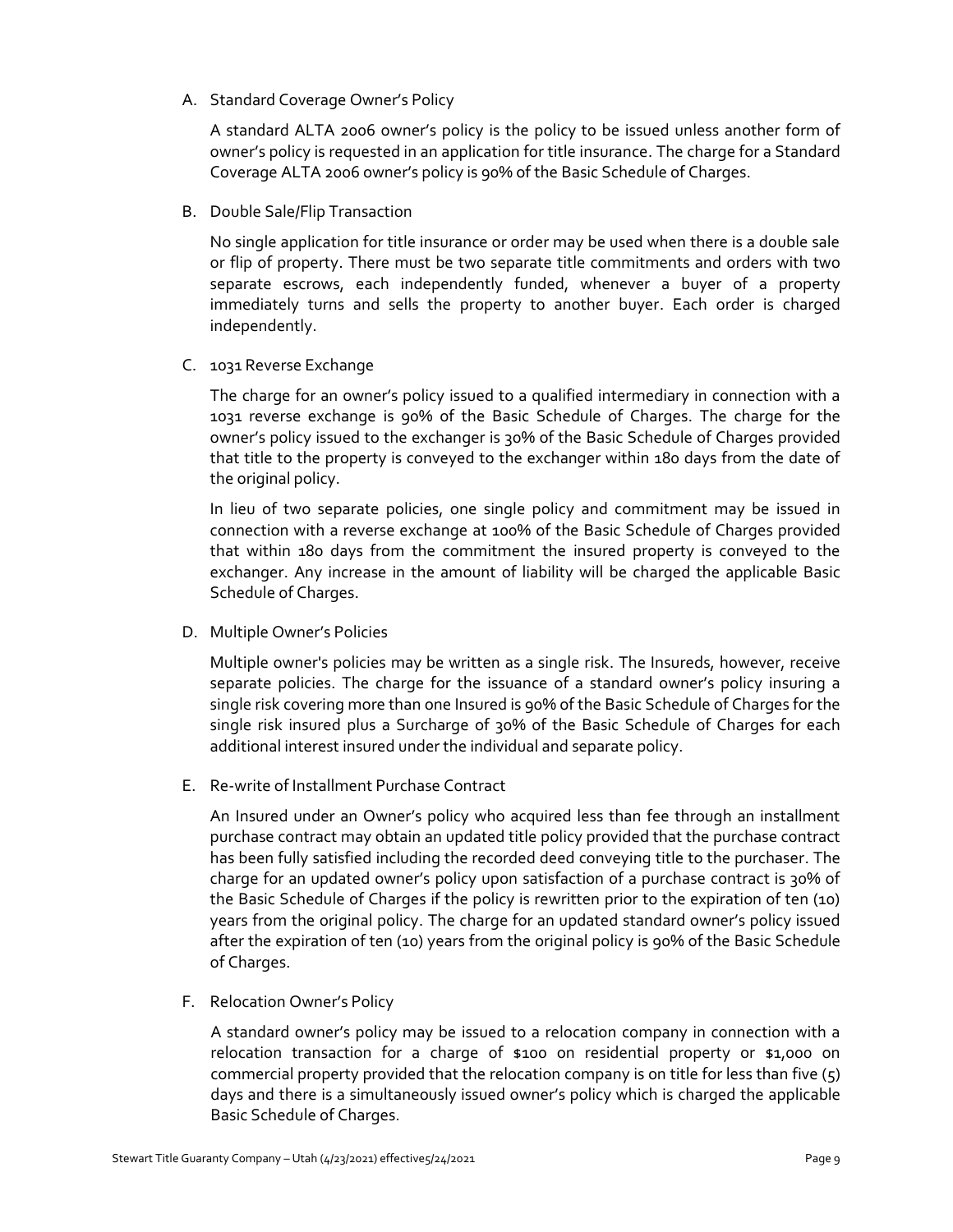A. Standard Coverage Owner's Policy

   A standard ALTA 2006 owner's policy is the policy to be issued unless another form of owner's policy is requested in an application for title insurance. The charge for a Standard Coverage ALTA 2006 owner's policy is 90% of the Basic Schedule of Charges.

B. Double Sale/Flip Transaction

   No single application for title insurance or order may be used when there is a double sale or flip of property. There must be two separate title commitments and orders with two separate escrows, each independently funded, whenever a buyer of a property immediately turns and sells the property to another buyer. Each order is charged independently.

C. 1031 Reverse Exchange

   The charge for an owner's policy issued to a qualified intermediary in connection with a 1031 reverse exchange is 90% of the Basic Schedule of Charges. The charge for the owner's policy issued to the exchanger is 30% of the Basic Schedule of Charges provided that title to the property is conveyed to the exchanger within 180 days from the date of the original policy.

   In lieu of two separate policies, one single policy and commitment may be issued in connection with a reverse exchange at 100% of the Basic Schedule of Charges provided that within 180 days from the commitment the insured property is conveyed to the exchanger. Any increase in the amount of liability will be charged the applicable Basic Schedule of Charges.

D. Multiple Owner's Policies

   Multiple owner's policies may be written as a single risk. The Insureds, however, receive separate policies. The charge for the issuance of a standard owner's policy insuring a single risk covering more than one Insured is 90% of the Basic Schedule of Charges for the single risk insured plus a Surcharge of 30% of the Basic Schedule of Charges for each additional interest insured under the individual and separate policy.

E. Re-write of Installment Purchase Contract

   An Insured under an Owner's policy who acquired less than fee through an installment purchase contract may obtain an updated title policy provided that the purchase contract has been fully satisfied including the recorded deed conveying title to the purchaser. The charge for an updated owner's policy upon satisfaction of a purchase contract is 30% of the Basic Schedule of Charges if the policy is rewritten prior to the expiration of ten (10) years from the original policy. The charge for an updated standard owner's policy issued after the expiration of ten (10) years from the original policy is 90% of the Basic Schedule of Charges.

F. Relocation Owner's Policy

   A standard owner's policy may be issued to a relocation company in connection with a relocation transaction for a charge of $100 on residential property or $1,000 on commercial property provided that the relocation company is on title for less than five (5) days and there is a simultaneously issued owner's policy which is charged the applicable Basic Schedule of Charges.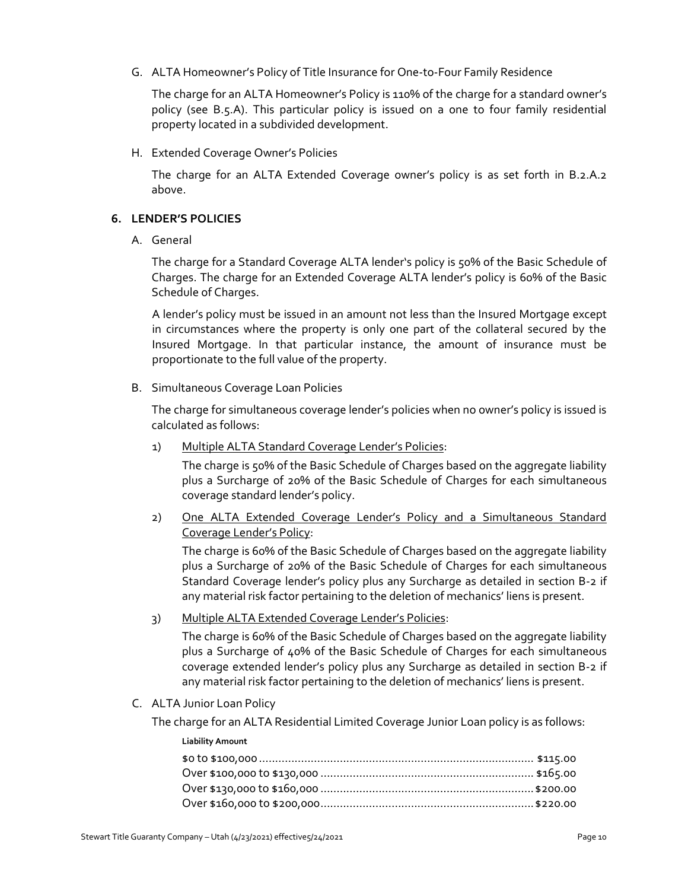G. ALTA Homeowner's Policy of Title Insurance for One-to-Four Family Residence

The charge for an ALTA Homeowner's Policy is 110% of the charge for a standard owner's policy (see B.5.A). This particular policy is issued on a one to four family residential property located in a subdivided development.

H. Extended Coverage Owner's Policies

The charge for an ALTA Extended Coverage owner's policy is as set forth in B.2.A.2 above.

## 6. LENDER'S POLICIES

A. General

The charge for a Standard Coverage ALTA lender's policy is 50% of the Basic Schedule of Charges. The charge for an Extended Coverage ALTA lender's policy is 60% of the Basic Schedule of Charges.

A lender's policy must be issued in an amount not less than the Insured Mortgage except in circumstances where the property is only one part of the collateral secured by the Insured Mortgage. In that particular instance, the amount of insurance must be proportionate to the full value of the property.

B. Simultaneous Coverage Loan Policies

The charge for simultaneous coverage lender's policies when no owner's policy is issued is calculated as follows:

1) <u>Multiple ALTA Standard Coverage Lender's Policies</u>:

   The charge is 50% of the Basic Schedule of Charges based on the aggregate liability plus a Surcharge of 20% of the Basic Schedule of Charges for each simultaneous coverage standard lender's policy.

2) <u>One ALTA Extended Coverage Lender's Policy and a Simultaneous Standard Coverage Lender's Policy</u>:

   The charge is 60% of the Basic Schedule of Charges based on the aggregate liability plus a Surcharge of 20% of the Basic Schedule of Charges for each simultaneous Standard Coverage lender's policy plus any Surcharge as detailed in section B-2 if any material risk factor pertaining to the deletion of mechanics' liens is present.

3) <u>Multiple ALTA Extended Coverage Lender's Policies</u>:

   The charge is 60% of the Basic Schedule of Charges based on the aggregate liability plus a Surcharge of 40% of the Basic Schedule of Charges for each simultaneous coverage extended lender's policy plus any Surcharge as detailed in section B-2 if any material risk factor pertaining to the deletion of mechanics' liens is present.

C. ALTA Junior Loan Policy

The charge for an ALTA Residential Limited Coverage Junior Loan policy is as follows:

| Liability Amount | |
|---|---|
| $0 to $100,000 | $115.00 |
| Over $100,000 to $130,000 | $165.00 |
| Over $130,000 to $160,000 | $200.00 |
| Over $160,000 to $200,000 | $220.00 |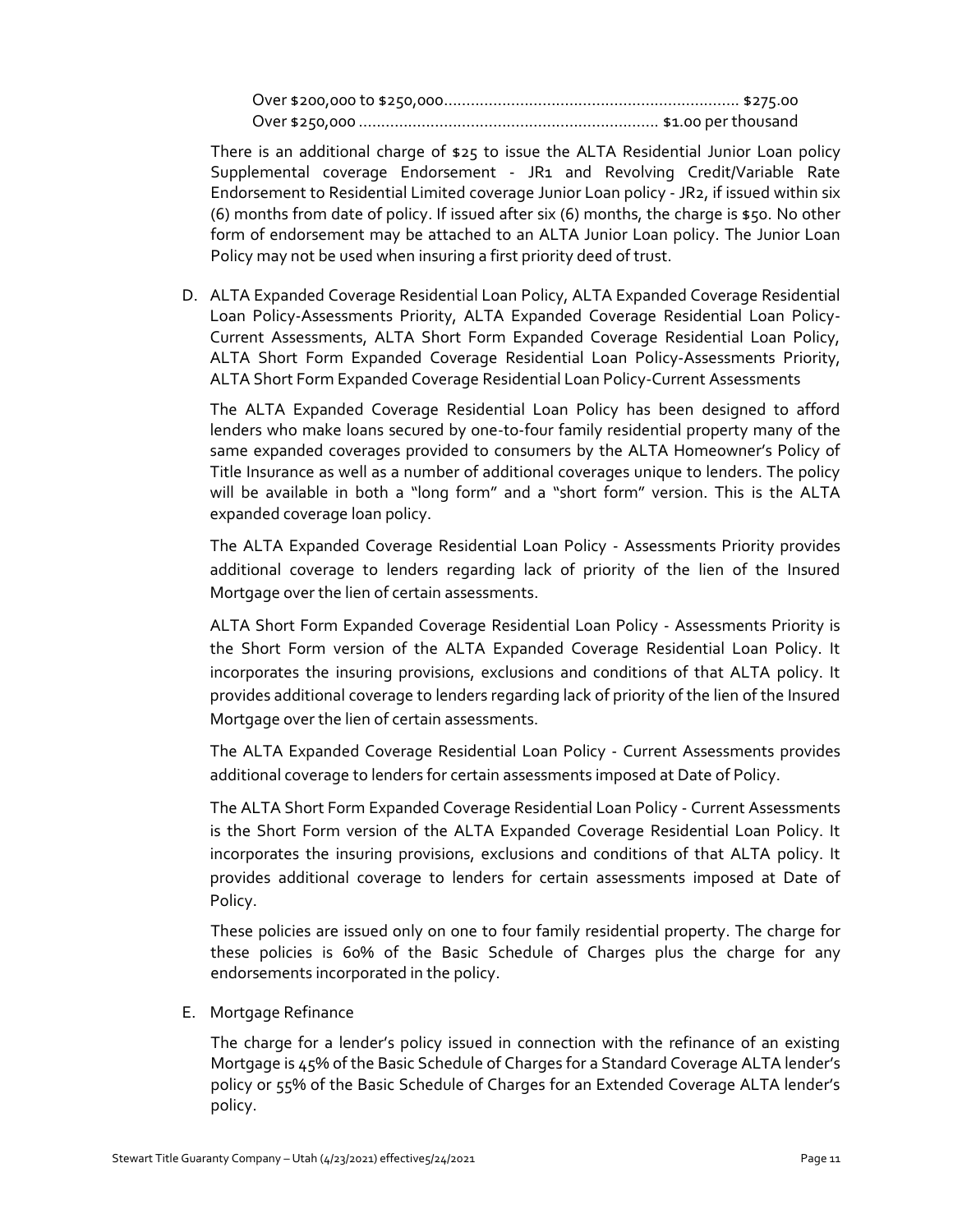Over $200,000 to $250,000.................................................................. $275.00
Over $250,000 .................................................................. $1.00 per thousand

There is an additional charge of $25 to issue the ALTA Residential Junior Loan policy Supplemental coverage Endorsement - JR1 and Revolving Credit/Variable Rate Endorsement to Residential Limited coverage Junior Loan policy - JR2, if issued within six (6) months from date of policy. If issued after six (6) months, the charge is $50. No other form of endorsement may be attached to an ALTA Junior Loan policy. The Junior Loan Policy may not be used when insuring a first priority deed of trust.

D. ALTA Expanded Coverage Residential Loan Policy, ALTA Expanded Coverage Residential Loan Policy-Assessments Priority, ALTA Expanded Coverage Residential Loan Policy-Current Assessments, ALTA Short Form Expanded Coverage Residential Loan Policy, ALTA Short Form Expanded Coverage Residential Loan Policy-Assessments Priority, ALTA Short Form Expanded Coverage Residential Loan Policy-Current Assessments

The ALTA Expanded Coverage Residential Loan Policy has been designed to afford lenders who make loans secured by one-to-four family residential property many of the same expanded coverages provided to consumers by the ALTA Homeowner's Policy of Title Insurance as well as a number of additional coverages unique to lenders. The policy will be available in both a "long form" and a "short form" version. This is the ALTA expanded coverage loan policy.

The ALTA Expanded Coverage Residential Loan Policy - Assessments Priority provides additional coverage to lenders regarding lack of priority of the lien of the Insured Mortgage over the lien of certain assessments.

ALTA Short Form Expanded Coverage Residential Loan Policy - Assessments Priority is the Short Form version of the ALTA Expanded Coverage Residential Loan Policy. It incorporates the insuring provisions, exclusions and conditions of that ALTA policy. It provides additional coverage to lenders regarding lack of priority of the lien of the Insured Mortgage over the lien of certain assessments.

The ALTA Expanded Coverage Residential Loan Policy - Current Assessments provides additional coverage to lenders for certain assessments imposed at Date of Policy.

The ALTA Short Form Expanded Coverage Residential Loan Policy - Current Assessments is the Short Form version of the ALTA Expanded Coverage Residential Loan Policy. It incorporates the insuring provisions, exclusions and conditions of that ALTA policy. It provides additional coverage to lenders for certain assessments imposed at Date of Policy.

These policies are issued only on one to four family residential property. The charge for these policies is 60% of the Basic Schedule of Charges plus the charge for any endorsements incorporated in the policy.

E. Mortgage Refinance

The charge for a lender's policy issued in connection with the refinance of an existing Mortgage is 45% of the Basic Schedule of Charges for a Standard Coverage ALTA lender's policy or 55% of the Basic Schedule of Charges for an Extended Coverage ALTA lender's policy.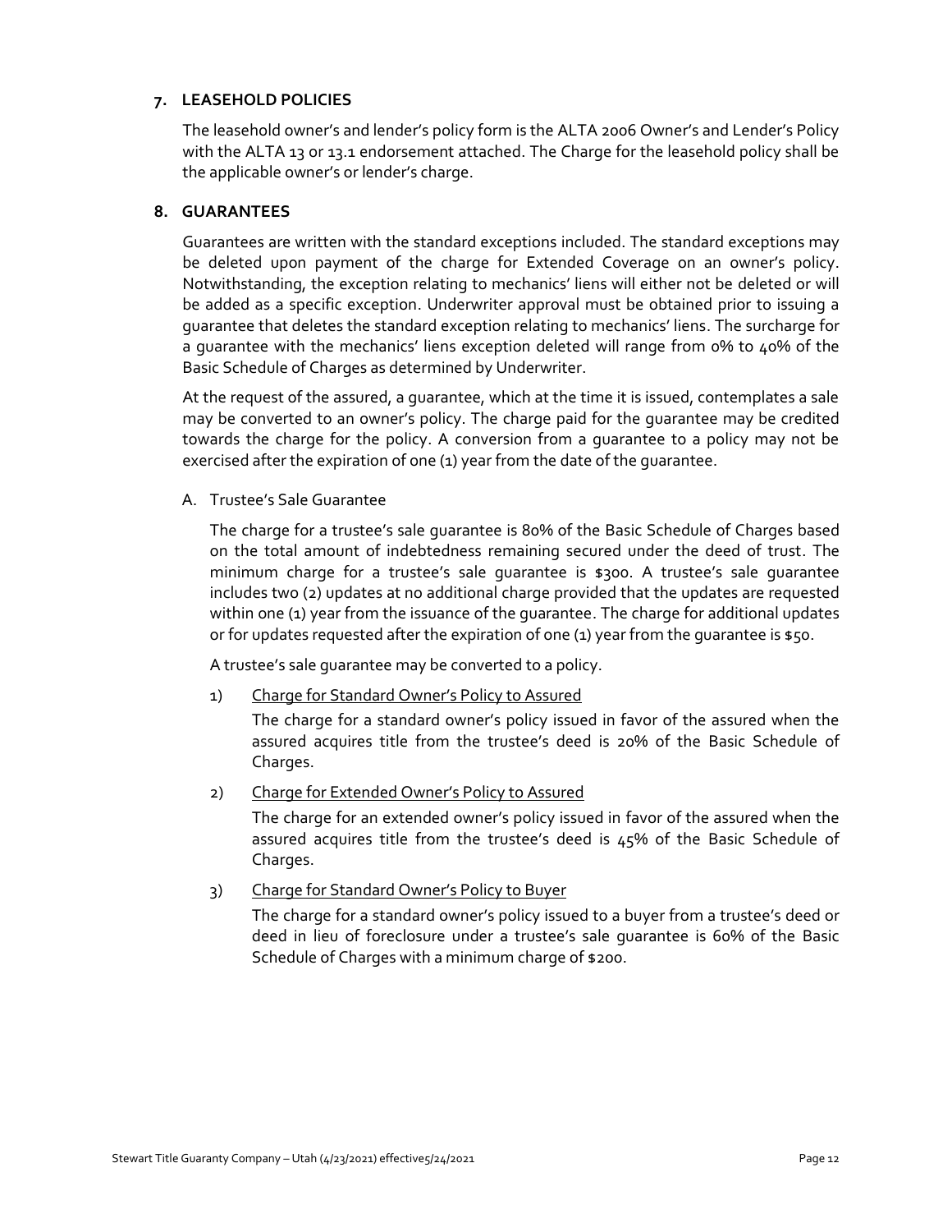## 7. LEASEHOLD POLICIES

The leasehold owner's and lender's policy form is the ALTA 2006 Owner's and Lender's Policy with the ALTA 13 or 13.1 endorsement attached. The Charge for the leasehold policy shall be the applicable owner's or lender's charge.

## 8. GUARANTEES

Guarantees are written with the standard exceptions included. The standard exceptions may be deleted upon payment of the charge for Extended Coverage on an owner's policy. Notwithstanding, the exception relating to mechanics' liens will either not be deleted or will be added as a specific exception. Underwriter approval must be obtained prior to issuing a guarantee that deletes the standard exception relating to mechanics' liens. The surcharge for a guarantee with the mechanics' liens exception deleted will range from 0% to 40% of the Basic Schedule of Charges as determined by Underwriter.

At the request of the assured, a guarantee, which at the time it is issued, contemplates a sale may be converted to an owner's policy. The charge paid for the guarantee may be credited towards the charge for the policy. A conversion from a guarantee to a policy may not be exercised after the expiration of one (1) year from the date of the guarantee.

### A. Trustee's Sale Guarantee

The charge for a trustee's sale guarantee is 80% of the Basic Schedule of Charges based on the total amount of indebtedness remaining secured under the deed of trust. The minimum charge for a trustee's sale guarantee is $300. A trustee's sale guarantee includes two (2) updates at no additional charge provided that the updates are requested within one (1) year from the issuance of the guarantee. The charge for additional updates or for updates requested after the expiration of one (1) year from the guarantee is $50.

A trustee's sale guarantee may be converted to a policy.

1) Charge for Standard Owner's Policy to Assured

   The charge for a standard owner's policy issued in favor of the assured when the assured acquires title from the trustee's deed is 20% of the Basic Schedule of Charges.

2) Charge for Extended Owner's Policy to Assured

   The charge for an extended owner's policy issued in favor of the assured when the assured acquires title from the trustee's deed is 45% of the Basic Schedule of Charges.

3) Charge for Standard Owner's Policy to Buyer

   The charge for a standard owner's policy issued to a buyer from a trustee's deed or deed in lieu of foreclosure under a trustee's sale guarantee is 60% of the Basic Schedule of Charges with a minimum charge of $200.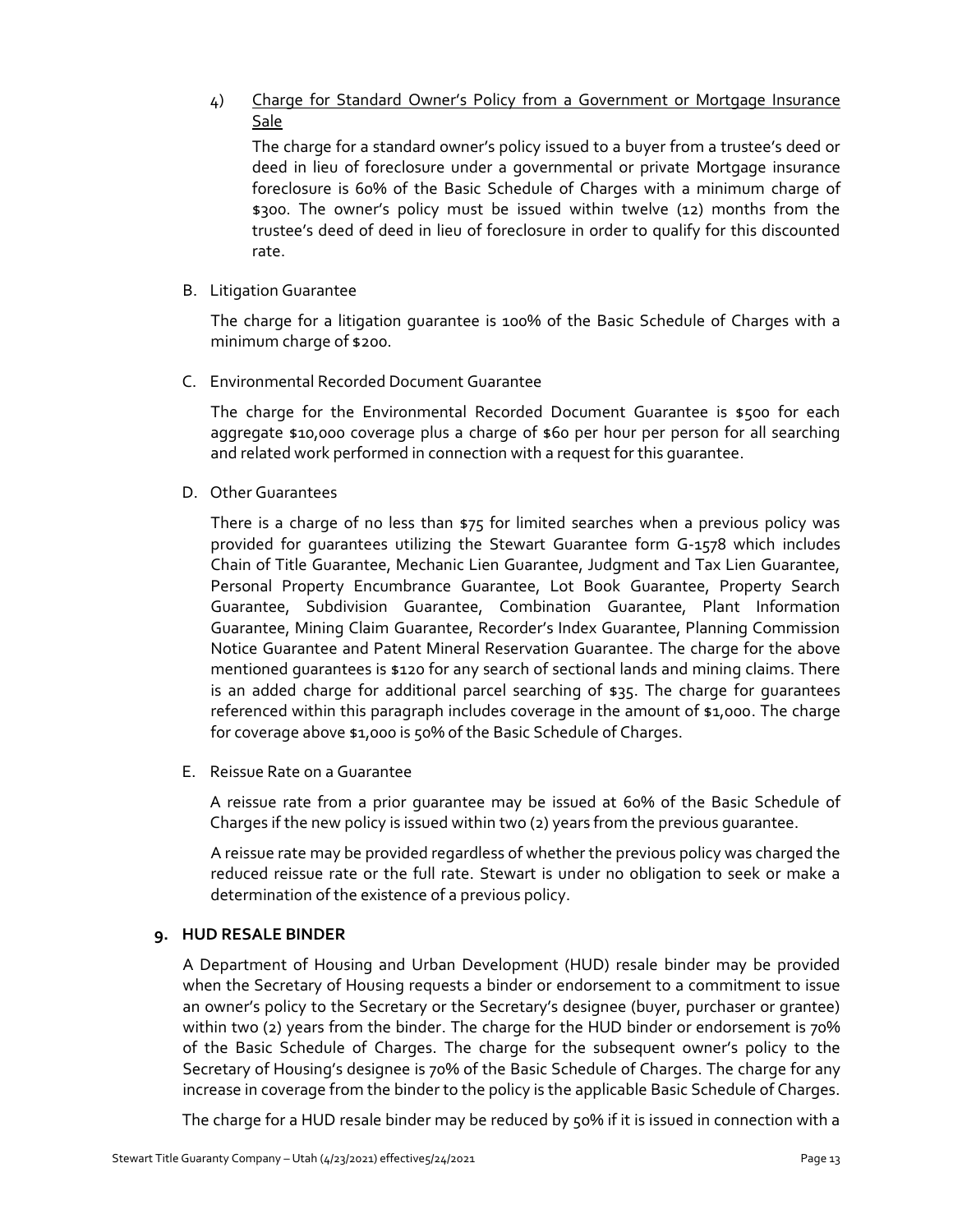4) <u>Charge for Standard Owner's Policy from a Government or Mortgage Insurance Sale</u>

   The charge for a standard owner's policy issued to a buyer from a trustee's deed or deed in lieu of foreclosure under a governmental or private Mortgage insurance foreclosure is 60% of the Basic Schedule of Charges with a minimum charge of $300. The owner's policy must be issued within twelve (12) months from the trustee's deed of deed in lieu of foreclosure in order to qualify for this discounted rate.

B. Litigation Guarantee

   The charge for a litigation guarantee is 100% of the Basic Schedule of Charges with a minimum charge of $200.

C. Environmental Recorded Document Guarantee

   The charge for the Environmental Recorded Document Guarantee is $500 for each aggregate $10,000 coverage plus a charge of $60 per hour per person for all searching and related work performed in connection with a request for this guarantee.

D. Other Guarantees

   There is a charge of no less than $75 for limited searches when a previous policy was provided for guarantees utilizing the Stewart Guarantee form G-1578 which includes Chain of Title Guarantee, Mechanic Lien Guarantee, Judgment and Tax Lien Guarantee, Personal Property Encumbrance Guarantee, Lot Book Guarantee, Property Search Guarantee, Subdivision Guarantee, Combination Guarantee, Plant Information Guarantee, Mining Claim Guarantee, Recorder's Index Guarantee, Planning Commission Notice Guarantee and Patent Mineral Reservation Guarantee. The charge for the above mentioned guarantees is $120 for any search of sectional lands and mining claims. There is an added charge for additional parcel searching of $35. The charge for guarantees referenced within this paragraph includes coverage in the amount of $1,000. The charge for coverage above $1,000 is 50% of the Basic Schedule of Charges.

E. Reissue Rate on a Guarantee

   A reissue rate from a prior guarantee may be issued at 60% of the Basic Schedule of Charges if the new policy is issued within two (2) years from the previous guarantee.

   A reissue rate may be provided regardless of whether the previous policy was charged the reduced reissue rate or the full rate. Stewart is under no obligation to seek or make a determination of the existence of a previous policy.

**9. HUD RESALE BINDER**

A Department of Housing and Urban Development (HUD) resale binder may be provided when the Secretary of Housing requests a binder or endorsement to a commitment to issue an owner's policy to the Secretary or the Secretary's designee (buyer, purchaser or grantee) within two (2) years from the binder. The charge for the HUD binder or endorsement is 70% of the Basic Schedule of Charges. The charge for the subsequent owner's policy to the Secretary of Housing's designee is 70% of the Basic Schedule of Charges. The charge for any increase in coverage from the binder to the policy is the applicable Basic Schedule of Charges.

The charge for a HUD resale binder may be reduced by 50% if it is issued in connection with a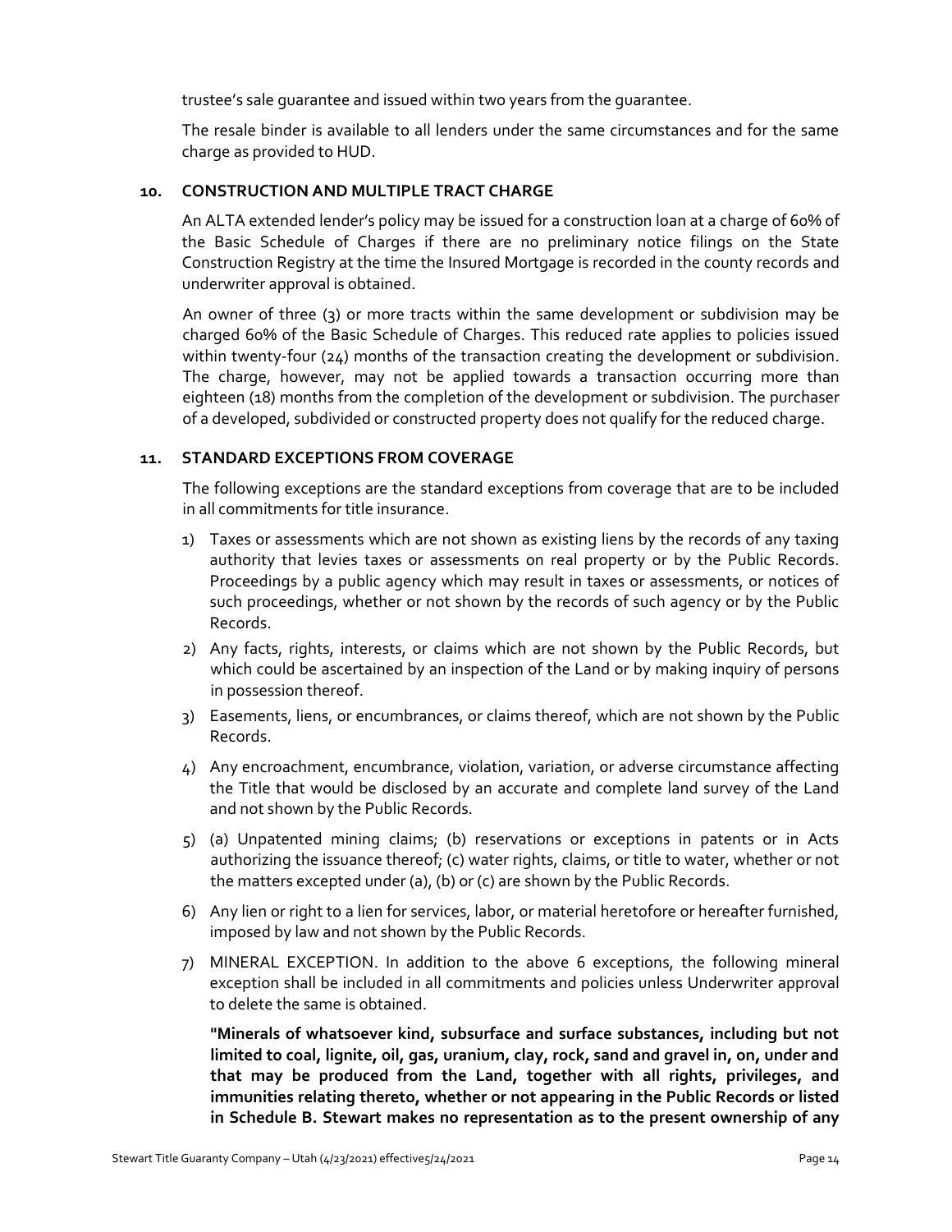trustee's sale guarantee and issued within two years from the guarantee.

The resale binder is available to all lenders under the same circumstances and for the same charge as provided to HUD.

## 10. CONSTRUCTION AND MULTIPLE TRACT CHARGE

An ALTA extended lender's policy may be issued for a construction loan at a charge of 60% of the Basic Schedule of Charges if there are no preliminary notice filings on the State Construction Registry at the time the Insured Mortgage is recorded in the county records and underwriter approval is obtained.

An owner of three (3) or more tracts within the same development or subdivision may be charged 60% of the Basic Schedule of Charges. This reduced rate applies to policies issued within twenty-four (24) months of the transaction creating the development or subdivision. The charge, however, may not be applied towards a transaction occurring more than eighteen (18) months from the completion of the development or subdivision. The purchaser of a developed, subdivided or constructed property does not qualify for the reduced charge.

## 11. STANDARD EXCEPTIONS FROM COVERAGE

The following exceptions are the standard exceptions from coverage that are to be included in all commitments for title insurance.

1) Taxes or assessments which are not shown as existing liens by the records of any taxing authority that levies taxes or assessments on real property or by the Public Records. Proceedings by a public agency which may result in taxes or assessments, or notices of such proceedings, whether or not shown by the records of such agency or by the Public Records.
2) Any facts, rights, interests, or claims which are not shown by the Public Records, but which could be ascertained by an inspection of the Land or by making inquiry of persons in possession thereof.
3) Easements, liens, or encumbrances, or claims thereof, which are not shown by the Public Records.
4) Any encroachment, encumbrance, violation, variation, or adverse circumstance affecting the Title that would be disclosed by an accurate and complete land survey of the Land and not shown by the Public Records.
5) (a) Unpatented mining claims; (b) reservations or exceptions in patents or in Acts authorizing the issuance thereof; (c) water rights, claims, or title to water, whether or not the matters excepted under (a), (b) or (c) are shown by the Public Records.
6) Any lien or right to a lien for services, labor, or material heretofore or hereafter furnished, imposed by law and not shown by the Public Records.
7) MINERAL EXCEPTION. In addition to the above 6 exceptions, the following mineral exception shall be included in all commitments and policies unless Underwriter approval to delete the same is obtained.

   **"Minerals of whatsoever kind, subsurface and surface substances, including but not limited to coal, lignite, oil, gas, uranium, clay, rock, sand and gravel in, on, under and that may be produced from the Land, together with all rights, privileges, and immunities relating thereto, whether or not appearing in the Public Records or listed in Schedule B. Stewart makes no representation as to the present ownership of any**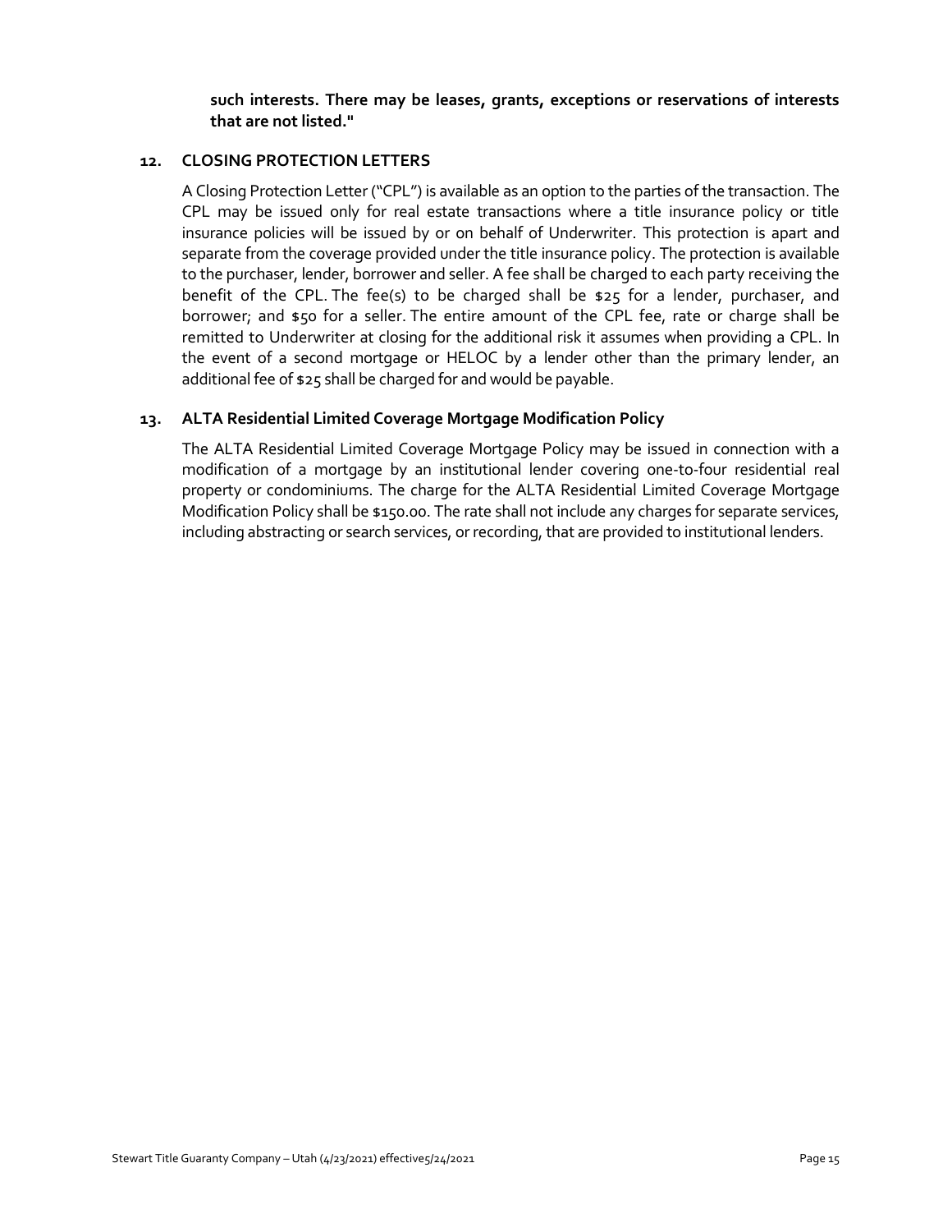**such interests. There may be leases, grants, exceptions or reservations of interests that are not listed."**

## 12. CLOSING PROTECTION LETTERS

A Closing Protection Letter ("CPL") is available as an option to the parties of the transaction. The CPL may be issued only for real estate transactions where a title insurance policy or title insurance policies will be issued by or on behalf of Underwriter. This protection is apart and separate from the coverage provided under the title insurance policy. The protection is available to the purchaser, lender, borrower and seller. A fee shall be charged to each party receiving the benefit of the CPL. The fee(s) to be charged shall be $25 for a lender, purchaser, and borrower; and $50 for a seller. The entire amount of the CPL fee, rate or charge shall be remitted to Underwriter at closing for the additional risk it assumes when providing a CPL. In the event of a second mortgage or HELOC by a lender other than the primary lender, an additional fee of $25 shall be charged for and would be payable.

## 13. ALTA Residential Limited Coverage Mortgage Modification Policy

The ALTA Residential Limited Coverage Mortgage Policy may be issued in connection with a modification of a mortgage by an institutional lender covering one-to-four residential real property or condominiums. The charge for the ALTA Residential Limited Coverage Mortgage Modification Policy shall be $150.00. The rate shall not include any charges for separate services, including abstracting or search services, or recording, that are provided to institutional lenders.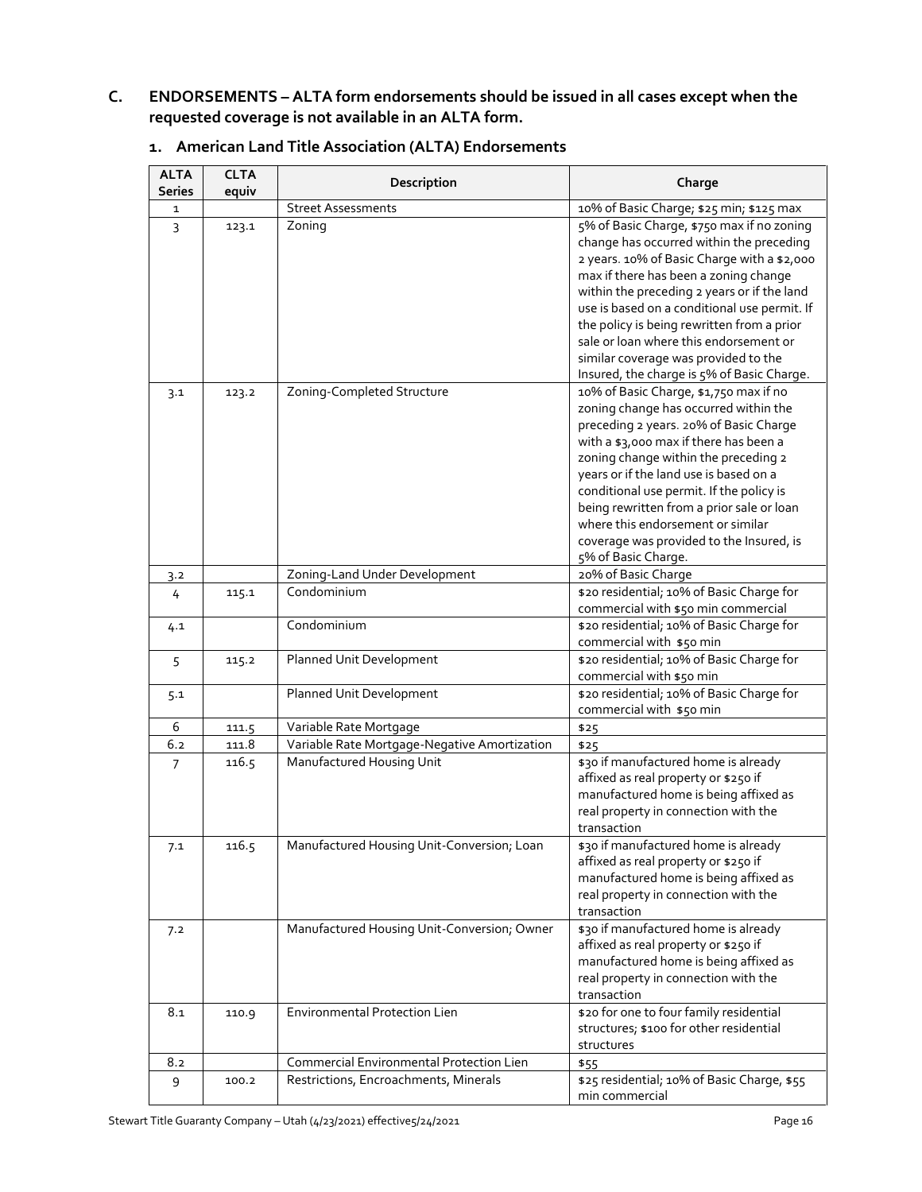## C. ENDORSEMENTS – ALTA form endorsements should be issued in all cases except when the requested coverage is not available in an ALTA form.

### 1. American Land Title Association (ALTA) Endorsements

| ALTA Series | CLTA equiv | Description | Charge |
|---|---|---|---|
| 1 | | Street Assessments | 10% of Basic Charge; $25 min; $125 max |
| 3 | 123.1 | Zoning | 5% of Basic Charge, $750 max if no zoning change has occurred within the preceding 2 years. 10% of Basic Charge with a $2,000 max if there has been a zoning change within the preceding 2 years or if the land use is based on a conditional use permit. If the policy is being rewritten from a prior sale or loan where this endorsement or similar coverage was provided to the Insured, the charge is 5% of Basic Charge. |
| 3.1 | 123.2 | Zoning-Completed Structure | 10% of Basic Charge, $1,750 max if no zoning change has occurred within the preceding 2 years. 20% of Basic Charge with a $3,000 max if there has been a zoning change within the preceding 2 years or if the land use is based on a conditional use permit. If the policy is being rewritten from a prior sale or loan where this endorsement or similar coverage was provided to the Insured, is 5% of Basic Charge. |
| 3.2 | | Zoning-Land Under Development | 20% of Basic Charge |
| 4 | 115.1 | Condominium | $20 residential; 10% of Basic Charge for commercial with $50 min commercial |
| 4.1 | | Condominium | $20 residential; 10% of Basic Charge for commercial with $50 min |
| 5 | 115.2 | Planned Unit Development | $20 residential; 10% of Basic Charge for commercial with $50 min |
| 5.1 | | Planned Unit Development | $20 residential; 10% of Basic Charge for commercial with $50 min |
| 6 | 111.5 | Variable Rate Mortgage | $25 |
| 6.2 | 111.8 | Variable Rate Mortgage-Negative Amortization | $25 |
| 7 | 116.5 | Manufactured Housing Unit | $30 if manufactured home is already affixed as real property or $250 if manufactured home is being affixed as real property in connection with the transaction |
| 7.1 | 116.5 | Manufactured Housing Unit-Conversion; Loan | $30 if manufactured home is already affixed as real property or $250 if manufactured home is being affixed as real property in connection with the transaction |
| 7.2 | | Manufactured Housing Unit-Conversion; Owner | $30 if manufactured home is already affixed as real property or $250 if manufactured home is being affixed as real property in connection with the transaction |
| 8.1 | 110.9 | Environmental Protection Lien | $20 for one to four family residential structures; $100 for other residential structures |
| 8.2 | | Commercial Environmental Protection Lien | $55 |
| 9 | 100.2 | Restrictions, Encroachments, Minerals | $25 residential; 10% of Basic Charge, $55 min commercial |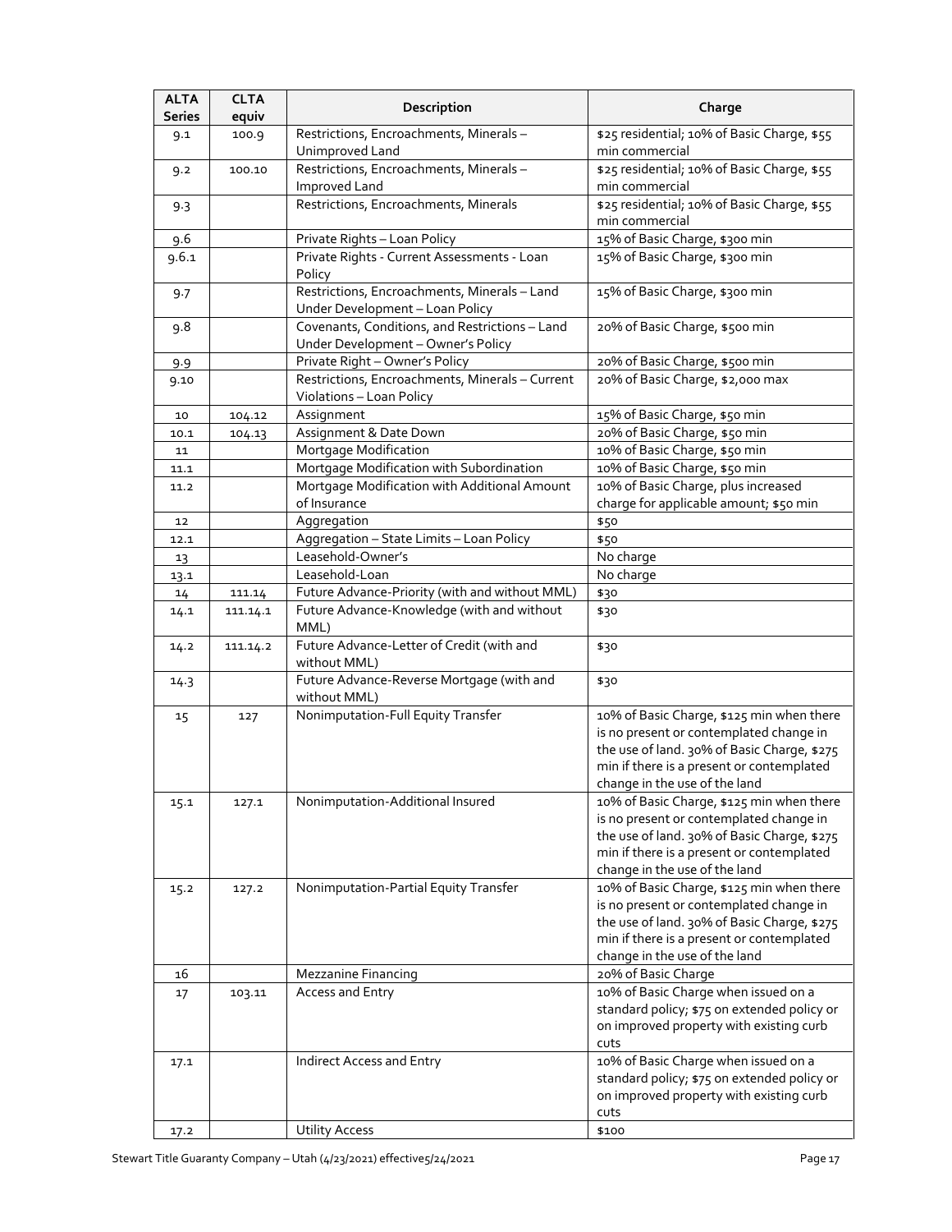| ALTA Series | CLTA equiv | Description | Charge |
|---|---|---|---|
| 9.1 | 100.9 | Restrictions, Encroachments, Minerals – Unimproved Land | $25 residential; 10% of Basic Charge, $55 min commercial |
| 9.2 | 100.10 | Restrictions, Encroachments, Minerals – Improved Land | $25 residential; 10% of Basic Charge, $55 min commercial |
| 9.3 | | Restrictions, Encroachments, Minerals | $25 residential; 10% of Basic Charge, $55 min commercial |
| 9.6 | | Private Rights – Loan Policy | 15% of Basic Charge, $300 min |
| 9.6.1 | | Private Rights - Current Assessments - Loan Policy | 15% of Basic Charge, $300 min |
| 9.7 | | Restrictions, Encroachments, Minerals – Land Under Development – Loan Policy | 15% of Basic Charge, $300 min |
| 9.8 | | Covenants, Conditions, and Restrictions – Land Under Development – Owner's Policy | 20% of Basic Charge, $500 min |
| 9.9 | | Private Right – Owner's Policy | 20% of Basic Charge, $500 min |
| 9.10 | | Restrictions, Encroachments, Minerals – Current Violations – Loan Policy | 20% of Basic Charge, $2,000 max |
| 10 | 104.12 | Assignment | 15% of Basic Charge, $50 min |
| 10.1 | 104.13 | Assignment & Date Down | 20% of Basic Charge, $50 min |
| 11 | | Mortgage Modification | 10% of Basic Charge, $50 min |
| 11.1 | | Mortgage Modification with Subordination | 10% of Basic Charge, $50 min |
| 11.2 | | Mortgage Modification with Additional Amount of Insurance | 10% of Basic Charge, plus increased charge for applicable amount; $50 min |
| 12 | | Aggregation | $50 |
| 12.1 | | Aggregation – State Limits – Loan Policy | $50 |
| 13 | | Leasehold-Owner's | No charge |
| 13.1 | | Leasehold-Loan | No charge |
| 14 | 111.14 | Future Advance-Priority (with and without MML) | $30 |
| 14.1 | 111.14.1 | Future Advance-Knowledge (with and without MML) | $30 |
| 14.2 | 111.14.2 | Future Advance-Letter of Credit (with and without MML) | $30 |
| 14.3 | | Future Advance-Reverse Mortgage (with and without MML) | $30 |
| 15 | 127 | Nonimputation-Full Equity Transfer | 10% of Basic Charge, $125 min when there is no present or contemplated change in the use of land. 30% of Basic Charge, $275 min if there is a present or contemplated change in the use of the land |
| 15.1 | 127.1 | Nonimputation-Additional Insured | 10% of Basic Charge, $125 min when there is no present or contemplated change in the use of land. 30% of Basic Charge, $275 min if there is a present or contemplated change in the use of the land |
| 15.2 | 127.2 | Nonimputation-Partial Equity Transfer | 10% of Basic Charge, $125 min when there is no present or contemplated change in the use of land. 30% of Basic Charge, $275 min if there is a present or contemplated change in the use of the land |
| 16 | | Mezzanine Financing | 20% of Basic Charge |
| 17 | 103.11 | Access and Entry | 10% of Basic Charge when issued on a standard policy; $75 on extended policy or on improved property with existing curb cuts |
| 17.1 | | Indirect Access and Entry | 10% of Basic Charge when issued on a standard policy; $75 on extended policy or on improved property with existing curb cuts |
| 17.2 | | Utility Access | $100 |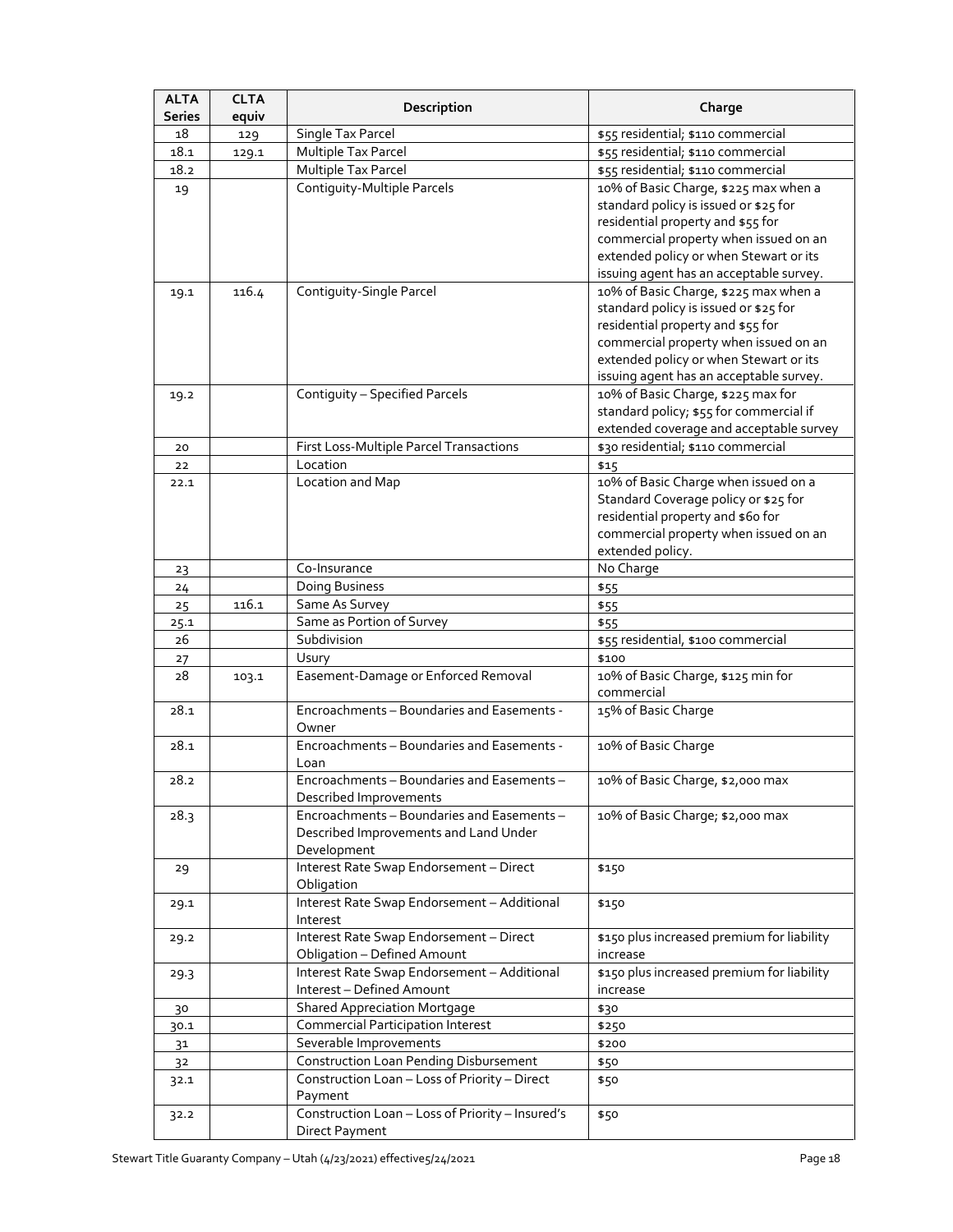| ALTA Series | CLTA equiv | Description | Charge |
|---|---|---|---|
| 18 | 129 | Single Tax Parcel | $55 residential; $110 commercial |
| 18.1 | 129.1 | Multiple Tax Parcel | $55 residential; $110 commercial |
| 18.2 | | Multiple Tax Parcel | $55 residential; $110 commercial |
| 19 | | Contiguity-Multiple Parcels | 10% of Basic Charge, $225 max when a standard policy is issued or $25 for residential property and $55 for commercial property when issued on an extended policy or when Stewart or its issuing agent has an acceptable survey. |
| 19.1 | 116.4 | Contiguity-Single Parcel | 10% of Basic Charge, $225 max when a standard policy is issued or $25 for residential property and $55 for commercial property when issued on an extended policy or when Stewart or its issuing agent has an acceptable survey. |
| 19.2 | | Contiguity – Specified Parcels | 10% of Basic Charge, $225 max for standard policy; $55 for commercial if extended coverage and acceptable survey |
| 20 | | First Loss-Multiple Parcel Transactions | $30 residential; $110 commercial |
| 22 | | Location | $15 |
| 22.1 | | Location and Map | 10% of Basic Charge when issued on a Standard Coverage policy or $25 for residential property and $60 for commercial property when issued on an extended policy. |
| 23 | | Co-Insurance | No Charge |
| 24 | | Doing Business | $55 |
| 25 | 116.1 | Same As Survey | $55 |
| 25.1 | | Same as Portion of Survey | $55 |
| 26 | | Subdivision | $55 residential, $100 commercial |
| 27 | | Usury | $100 |
| 28 | 103.1 | Easement-Damage or Enforced Removal | 10% of Basic Charge, $125 min for commercial |
| 28.1 | | Encroachments – Boundaries and Easements - Owner | 15% of Basic Charge |
| 28.1 | | Encroachments – Boundaries and Easements - Loan | 10% of Basic Charge |
| 28.2 | | Encroachments – Boundaries and Easements – Described Improvements | 10% of Basic Charge, $2,000 max |
| 28.3 | | Encroachments – Boundaries and Easements – Described Improvements and Land Under Development | 10% of Basic Charge; $2,000 max |
| 29 | | Interest Rate Swap Endorsement – Direct Obligation | $150 |
| 29.1 | | Interest Rate Swap Endorsement – Additional Interest | $150 |
| 29.2 | | Interest Rate Swap Endorsement – Direct Obligation – Defined Amount | $150 plus increased premium for liability increase |
| 29.3 | | Interest Rate Swap Endorsement – Additional Interest – Defined Amount | $150 plus increased premium for liability increase |
| 30 | | Shared Appreciation Mortgage | $30 |
| 30.1 | | Commercial Participation Interest | $250 |
| 31 | | Severable Improvements | $200 |
| 32 | | Construction Loan Pending Disbursement | $50 |
| 32.1 | | Construction Loan – Loss of Priority – Direct Payment | $50 |
| 32.2 | | Construction Loan – Loss of Priority – Insured's Direct Payment | $50 |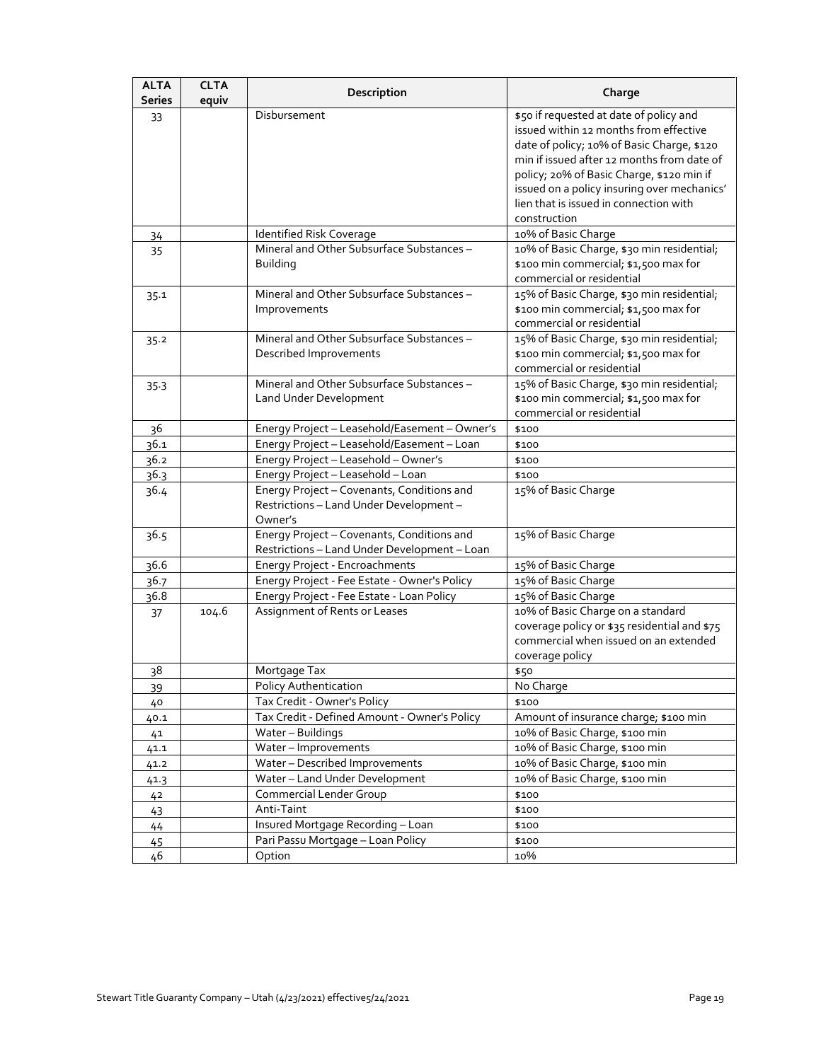| ALTA Series | CLTA equiv | Description | Charge |
|---|---|---|---|
| 33 | | Disbursement | $50 if requested at date of policy and issued within 12 months from effective date of policy; 10% of Basic Charge, $120 min if issued after 12 months from date of policy; 20% of Basic Charge, $120 min if issued on a policy insuring over mechanics' lien that is issued in connection with construction |
| 34 | | Identified Risk Coverage | 10% of Basic Charge |
| 35 | | Mineral and Other Subsurface Substances – Building | 10% of Basic Charge, $30 min residential; $100 min commercial; $1,500 max for commercial or residential |
| 35.1 | | Mineral and Other Subsurface Substances – Improvements | 15% of Basic Charge, $30 min residential; $100 min commercial; $1,500 max for commercial or residential |
| 35.2 | | Mineral and Other Subsurface Substances – Described Improvements | 15% of Basic Charge, $30 min residential; $100 min commercial; $1,500 max for commercial or residential |
| 35.3 | | Mineral and Other Subsurface Substances – Land Under Development | 15% of Basic Charge, $30 min residential; $100 min commercial; $1,500 max for commercial or residential |
| 36 | | Energy Project – Leasehold/Easement – Owner's | $100 |
| 36.1 | | Energy Project – Leasehold/Easement – Loan | $100 |
| 36.2 | | Energy Project – Leasehold – Owner's | $100 |
| 36.3 | | Energy Project – Leasehold – Loan | $100 |
| 36.4 | | Energy Project – Covenants, Conditions and Restrictions – Land Under Development – Owner's | 15% of Basic Charge |
| 36.5 | | Energy Project – Covenants, Conditions and Restrictions – Land Under Development – Loan | 15% of Basic Charge |
| 36.6 | | Energy Project - Encroachments | 15% of Basic Charge |
| 36.7 | | Energy Project - Fee Estate - Owner's Policy | 15% of Basic Charge |
| 36.8 | | Energy Project - Fee Estate - Loan Policy | 15% of Basic Charge |
| 37 | 104.6 | Assignment of Rents or Leases | 10% of Basic Charge on a standard coverage policy or $35 residential and $75 commercial when issued on an extended coverage policy |
| 38 | | Mortgage Tax | $50 |
| 39 | | Policy Authentication | No Charge |
| 40 | | Tax Credit - Owner's Policy | $100 |
| 40.1 | | Tax Credit - Defined Amount - Owner's Policy | Amount of insurance charge; $100 min |
| 41 | | Water – Buildings | 10% of Basic Charge, $100 min |
| 41.1 | | Water – Improvements | 10% of Basic Charge, $100 min |
| 41.2 | | Water – Described Improvements | 10% of Basic Charge, $100 min |
| 41.3 | | Water – Land Under Development | 10% of Basic Charge, $100 min |
| 42 | | Commercial Lender Group | $100 |
| 43 | | Anti-Taint | $100 |
| 44 | | Insured Mortgage Recording – Loan | $100 |
| 45 | | Pari Passu Mortgage – Loan Policy | $100 |
| 46 | | Option | 10% |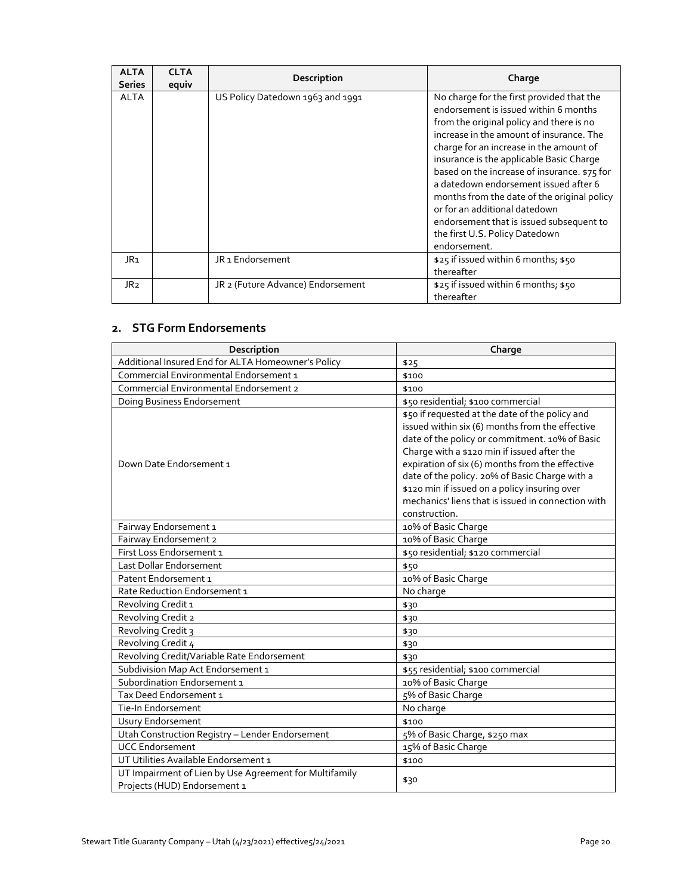| ALTA Series | CLTA equiv | Description | Charge |
|---|---|---|---|
| ALTA | | US Policy Datedown 1963 and 1991 | No charge for the first provided that the endorsement is issued within 6 months from the original policy and there is no increase in the amount of insurance. The charge for an increase in the amount of insurance is the applicable Basic Charge based on the increase of insurance. $75 for a datedown endorsement issued after 6 months from the date of the original policy or for an additional datedown endorsement that is issued subsequent to the first U.S. Policy Datedown endorsement. |
| JR1 | | JR 1 Endorsement | $25 if issued within 6 months; $50 thereafter |
| JR2 | | JR 2 (Future Advance) Endorsement | $25 if issued within 6 months; $50 thereafter |

## 2. STG Form Endorsements

| Description | Charge |
|---|---|
| Additional Insured End for ALTA Homeowner's Policy | $25 |
| Commercial Environmental Endorsement 1 | $100 |
| Commercial Environmental Endorsement 2 | $100 |
| Doing Business Endorsement | $50 residential; $100 commercial |
| Down Date Endorsement 1 | $50 if requested at the date of the policy and issued within six (6) months from the effective date of the policy or commitment. 10% of Basic Charge with a $120 min if issued after the expiration of six (6) months from the effective date of the policy. 20% of Basic Charge with a $120 min if issued on a policy insuring over mechanics' liens that is issued in connection with construction. |
| Fairway Endorsement 1 | 10% of Basic Charge |
| Fairway Endorsement 2 | 10% of Basic Charge |
| First Loss Endorsement 1 | $50 residential; $120 commercial |
| Last Dollar Endorsement | $50 |
| Patent Endorsement 1 | 10% of Basic Charge |
| Rate Reduction Endorsement 1 | No charge |
| Revolving Credit 1 | $30 |
| Revolving Credit 2 | $30 |
| Revolving Credit 3 | $30 |
| Revolving Credit 4 | $30 |
| Revolving Credit/Variable Rate Endorsement | $30 |
| Subdivision Map Act Endorsement 1 | $55 residential; $100 commercial |
| Subordination Endorsement 1 | 10% of Basic Charge |
| Tax Deed Endorsement 1 | 5% of Basic Charge |
| Tie-In Endorsement | No charge |
| Usury Endorsement | $100 |
| Utah Construction Registry – Lender Endorsement | 5% of Basic Charge, $250 max |
| UCC Endorsement | 15% of Basic Charge |
| UT Utilities Available Endorsement 1 | $100 |
| UT Impairment of Lien by Use Agreement for Multifamily Projects (HUD) Endorsement 1 | $30 |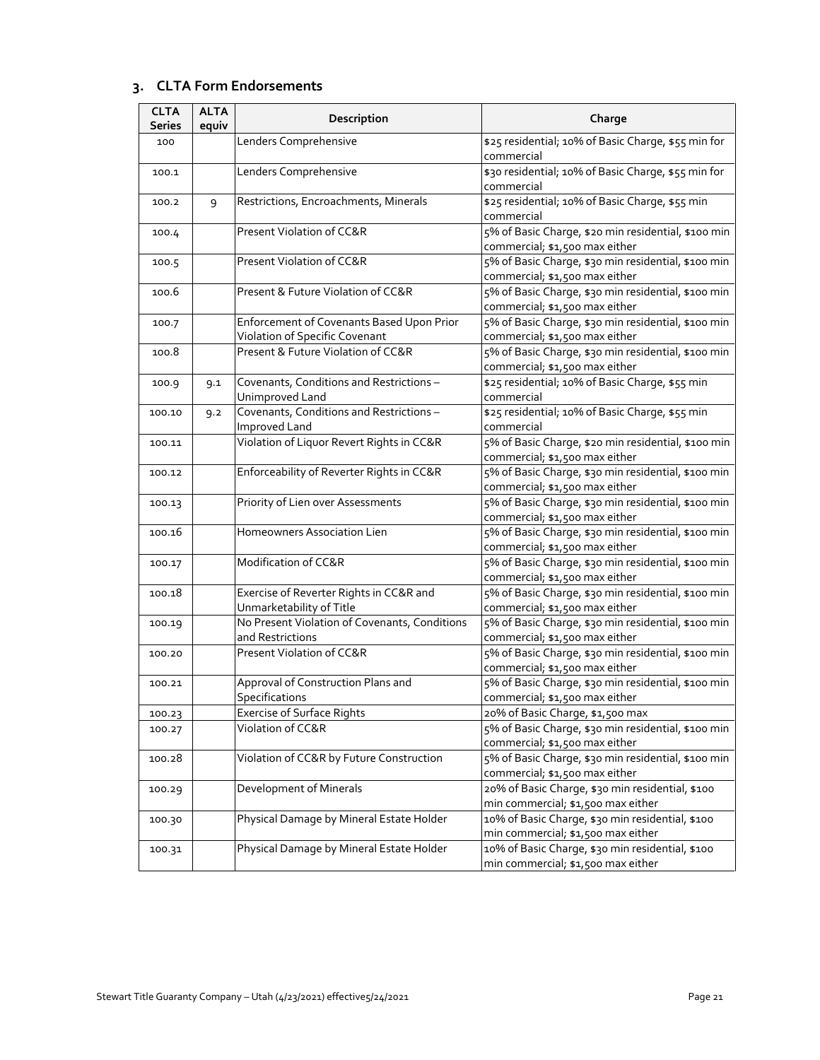## 3. CLTA Form Endorsements

| CLTA Series | ALTA equiv | Description | Charge |
|---|---|---|---|
| 100 | | Lenders Comprehensive | $25 residential; 10% of Basic Charge, $55 min for commercial |
| 100.1 | | Lenders Comprehensive | $30 residential; 10% of Basic Charge, $55 min for commercial |
| 100.2 | 9 | Restrictions, Encroachments, Minerals | $25 residential; 10% of Basic Charge, $55 min commercial |
| 100.4 | | Present Violation of CC&R | 5% of Basic Charge, $20 min residential, $100 min commercial; $1,500 max either |
| 100.5 | | Present Violation of CC&R | 5% of Basic Charge, $30 min residential, $100 min commercial; $1,500 max either |
| 100.6 | | Present & Future Violation of CC&R | 5% of Basic Charge, $30 min residential, $100 min commercial; $1,500 max either |
| 100.7 | | Enforcement of Covenants Based Upon Prior Violation of Specific Covenant | 5% of Basic Charge, $30 min residential, $100 min commercial; $1,500 max either |
| 100.8 | | Present & Future Violation of CC&R | 5% of Basic Charge, $30 min residential, $100 min commercial; $1,500 max either |
| 100.9 | 9.1 | Covenants, Conditions and Restrictions – Unimproved Land | $25 residential; 10% of Basic Charge, $55 min commercial |
| 100.10 | 9.2 | Covenants, Conditions and Restrictions – Improved Land | $25 residential; 10% of Basic Charge, $55 min commercial |
| 100.11 | | Violation of Liquor Revert Rights in CC&R | 5% of Basic Charge, $20 min residential, $100 min commercial; $1,500 max either |
| 100.12 | | Enforceability of Reverter Rights in CC&R | 5% of Basic Charge, $30 min residential, $100 min commercial; $1,500 max either |
| 100.13 | | Priority of Lien over Assessments | 5% of Basic Charge, $30 min residential, $100 min commercial; $1,500 max either |
| 100.16 | | Homeowners Association Lien | 5% of Basic Charge, $30 min residential, $100 min commercial; $1,500 max either |
| 100.17 | | Modification of CC&R | 5% of Basic Charge, $30 min residential, $100 min commercial; $1,500 max either |
| 100.18 | | Exercise of Reverter Rights in CC&R and Unmarketability of Title | 5% of Basic Charge, $30 min residential, $100 min commercial; $1,500 max either |
| 100.19 | | No Present Violation of Covenants, Conditions and Restrictions | 5% of Basic Charge, $30 min residential, $100 min commercial; $1,500 max either |
| 100.20 | | Present Violation of CC&R | 5% of Basic Charge, $30 min residential, $100 min commercial; $1,500 max either |
| 100.21 | | Approval of Construction Plans and Specifications | 5% of Basic Charge, $30 min residential, $100 min commercial; $1,500 max either |
| 100.23 | | Exercise of Surface Rights | 20% of Basic Charge, $1,500 max |
| 100.27 | | Violation of CC&R | 5% of Basic Charge, $30 min residential, $100 min commercial; $1,500 max either |
| 100.28 | | Violation of CC&R by Future Construction | 5% of Basic Charge, $30 min residential, $100 min commercial; $1,500 max either |
| 100.29 | | Development of Minerals | 20% of Basic Charge, $30 min residential, $100 min commercial; $1,500 max either |
| 100.30 | | Physical Damage by Mineral Estate Holder | 10% of Basic Charge, $30 min residential, $100 min commercial; $1,500 max either |
| 100.31 | | Physical Damage by Mineral Estate Holder | 10% of Basic Charge, $30 min residential, $100 min commercial; $1,500 max either |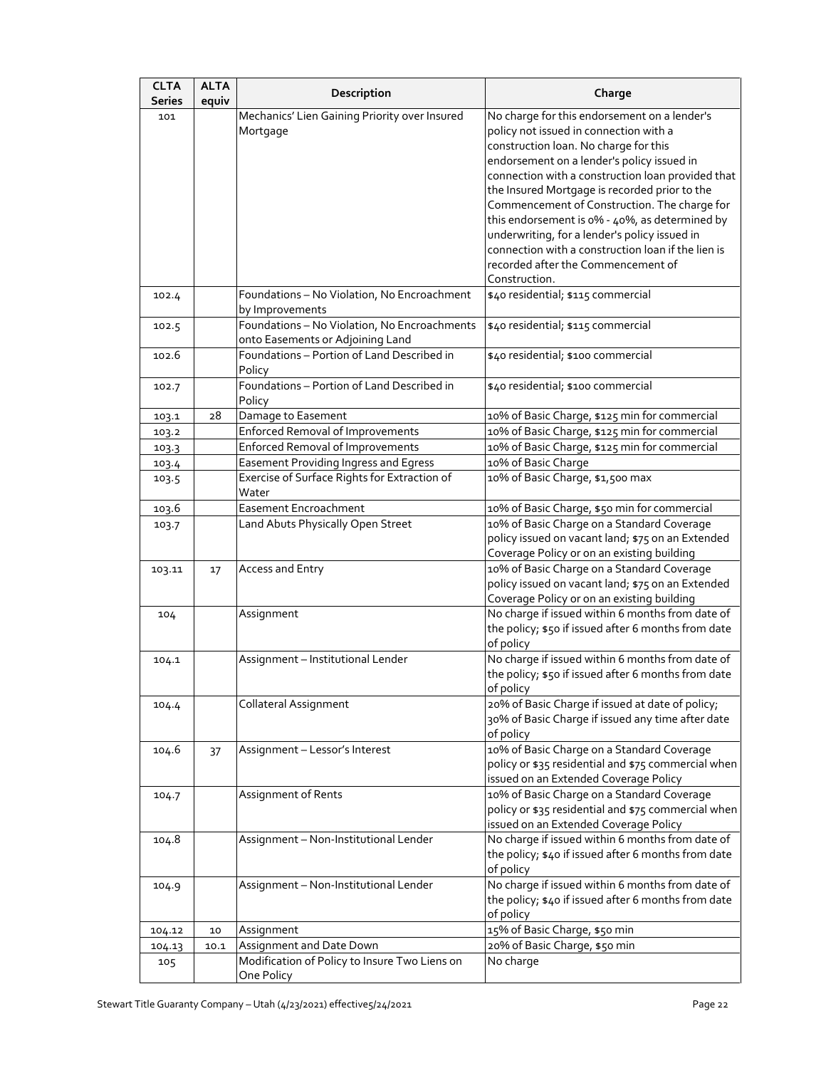| CLTA Series | ALTA equiv | Description | Charge |
|---|---|---|---|
| 101 | | Mechanics' Lien Gaining Priority over Insured Mortgage | No charge for this endorsement on a lender's policy not issued in connection with a construction loan. No charge for this endorsement on a lender's policy issued in connection with a construction loan provided that the Insured Mortgage is recorded prior to the Commencement of Construction. The charge for this endorsement is 0% - 40%, as determined by underwriting, for a lender's policy issued in connection with a construction loan if the lien is recorded after the Commencement of Construction. |
| 102.4 | | Foundations – No Violation, No Encroachment by Improvements | $40 residential; $115 commercial |
| 102.5 | | Foundations – No Violation, No Encroachments onto Easements or Adjoining Land | $40 residential; $115 commercial |
| 102.6 | | Foundations – Portion of Land Described in Policy | $40 residential; $100 commercial |
| 102.7 | | Foundations – Portion of Land Described in Policy | $40 residential; $100 commercial |
| 103.1 | 28 | Damage to Easement | 10% of Basic Charge, $125 min for commercial |
| 103.2 | | Enforced Removal of Improvements | 10% of Basic Charge, $125 min for commercial |
| 103.3 | | Enforced Removal of Improvements | 10% of Basic Charge, $125 min for commercial |
| 103.4 | | Easement Providing Ingress and Egress | 10% of Basic Charge |
| 103.5 | | Exercise of Surface Rights for Extraction of Water | 10% of Basic Charge, $1,500 max |
| 103.6 | | Easement Encroachment | 10% of Basic Charge, $50 min for commercial |
| 103.7 | | Land Abuts Physically Open Street | 10% of Basic Charge on a Standard Coverage policy issued on vacant land; $75 on an Extended Coverage Policy or on an existing building |
| 103.11 | 17 | Access and Entry | 10% of Basic Charge on a Standard Coverage policy issued on vacant land; $75 on an Extended Coverage Policy or on an existing building |
| 104 | | Assignment | No charge if issued within 6 months from date of the policy; $50 if issued after 6 months from date of policy |
| 104.1 | | Assignment – Institutional Lender | No charge if issued within 6 months from date of the policy; $50 if issued after 6 months from date of policy |
| 104.4 | | Collateral Assignment | 20% of Basic Charge if issued at date of policy; 30% of Basic Charge if issued any time after date of policy |
| 104.6 | 37 | Assignment – Lessor's Interest | 10% of Basic Charge on a Standard Coverage policy or $35 residential and $75 commercial when issued on an Extended Coverage Policy |
| 104.7 | | Assignment of Rents | 10% of Basic Charge on a Standard Coverage policy or $35 residential and $75 commercial when issued on an Extended Coverage Policy |
| 104.8 | | Assignment – Non-Institutional Lender | No charge if issued within 6 months from date of the policy; $40 if issued after 6 months from date of policy |
| 104.9 | | Assignment – Non-Institutional Lender | No charge if issued within 6 months from date of the policy; $40 if issued after 6 months from date of policy |
| 104.12 | 10 | Assignment | 15% of Basic Charge, $50 min |
| 104.13 | 10.1 | Assignment and Date Down | 20% of Basic Charge, $50 min |
| 105 | | Modification of Policy to Insure Two Liens on One Policy | No charge |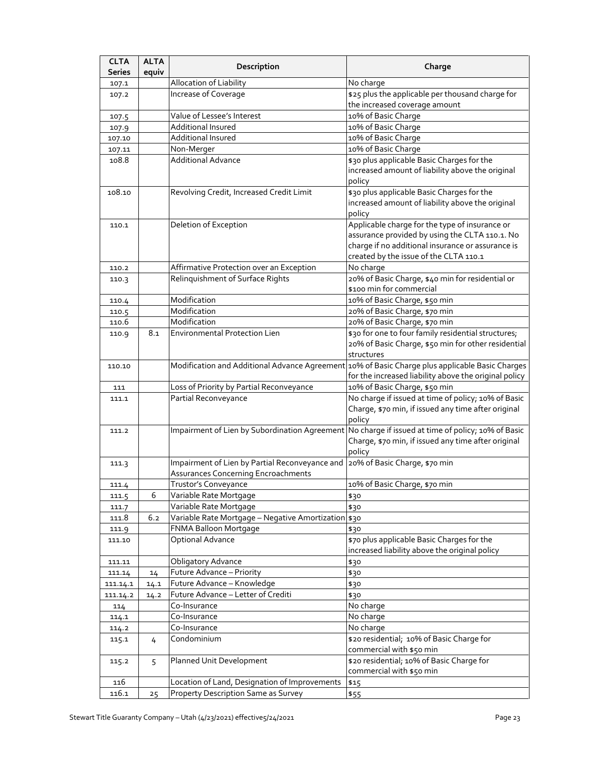| CLTA Series | ALTA equiv | Description | Charge |
|---|---|---|---|
| 107.1 | | Allocation of Liability | No charge |
| 107.2 | | Increase of Coverage | $25 plus the applicable per thousand charge for the increased coverage amount |
| 107.5 | | Value of Lessee's Interest | 10% of Basic Charge |
| 107.9 | | Additional Insured | 10% of Basic Charge |
| 107.10 | | Additional Insured | 10% of Basic Charge |
| 107.11 | | Non-Merger | 10% of Basic Charge |
| 108.8 | | Additional Advance | $30 plus applicable Basic Charges for the increased amount of liability above the original policy |
| 108.10 | | Revolving Credit, Increased Credit Limit | $30 plus applicable Basic Charges for the increased amount of liability above the original policy |
| 110.1 | | Deletion of Exception | Applicable charge for the type of insurance or assurance provided by using the CLTA 110.1. No charge if no additional insurance or assurance is created by the issue of the CLTA 110.1 |
| 110.2 | | Affirmative Protection over an Exception | No charge |
| 110.3 | | Relinquishment of Surface Rights | 20% of Basic Charge, $40 min for residential or $100 min for commercial |
| 110.4 | | Modification | 10% of Basic Charge, $50 min |
| 110.5 | | Modification | 20% of Basic Charge, $70 min |
| 110.6 | | Modification | 20% of Basic Charge, $70 min |
| 110.9 | 8.1 | Environmental Protection Lien | $30 for one to four family residential structures; 20% of Basic Charge, $50 min for other residential structures |
| 110.10 | | Modification and Additional Advance Agreement | 10% of Basic Charge plus applicable Basic Charges for the increased liability above the original policy |
| 111 | | Loss of Priority by Partial Reconveyance | 10% of Basic Charge, $50 min |
| 111.1 | | Partial Reconveyance | No charge if issued at time of policy; 10% of Basic Charge, $70 min, if issued any time after original policy |
| 111.2 | | Impairment of Lien by Subordination Agreement | No charge if issued at time of policy; 10% of Basic Charge, $70 min, if issued any time after original policy |
| 111.3 | | Impairment of Lien by Partial Reconveyance and Assurances Concerning Encroachments | 20% of Basic Charge, $70 min |
| 111.4 | | Trustor's Conveyance | 10% of Basic Charge, $70 min |
| 111.5 | 6 | Variable Rate Mortgage | $30 |
| 111.7 | | Variable Rate Mortgage | $30 |
| 111.8 | 6.2 | Variable Rate Mortgage – Negative Amortization | $30 |
| 111.9 | | FNMA Balloon Mortgage | $30 |
| 111.10 | | Optional Advance | $70 plus applicable Basic Charges for the increased liability above the original policy |
| 111.11 | | Obligatory Advance | $30 |
| 111.14 | 14 | Future Advance – Priority | $30 |
| 111.14.1 | 14.1 | Future Advance – Knowledge | $30 |
| 111.14.2 | 14.2 | Future Advance – Letter of Crediti | $30 |
| 114 | | Co-Insurance | No charge |
| 114.1 | | Co-Insurance | No charge |
| 114.2 | | Co-Insurance | No charge |
| 115.1 | 4 | Condominium | $20 residential; 10% of Basic Charge for commercial with $50 min |
| 115.2 | 5 | Planned Unit Development | $20 residential; 10% of Basic Charge for commercial with $50 min |
| 116 | | Location of Land, Designation of Improvements | $15 |
| 116.1 | 25 | Property Description Same as Survey | $55 |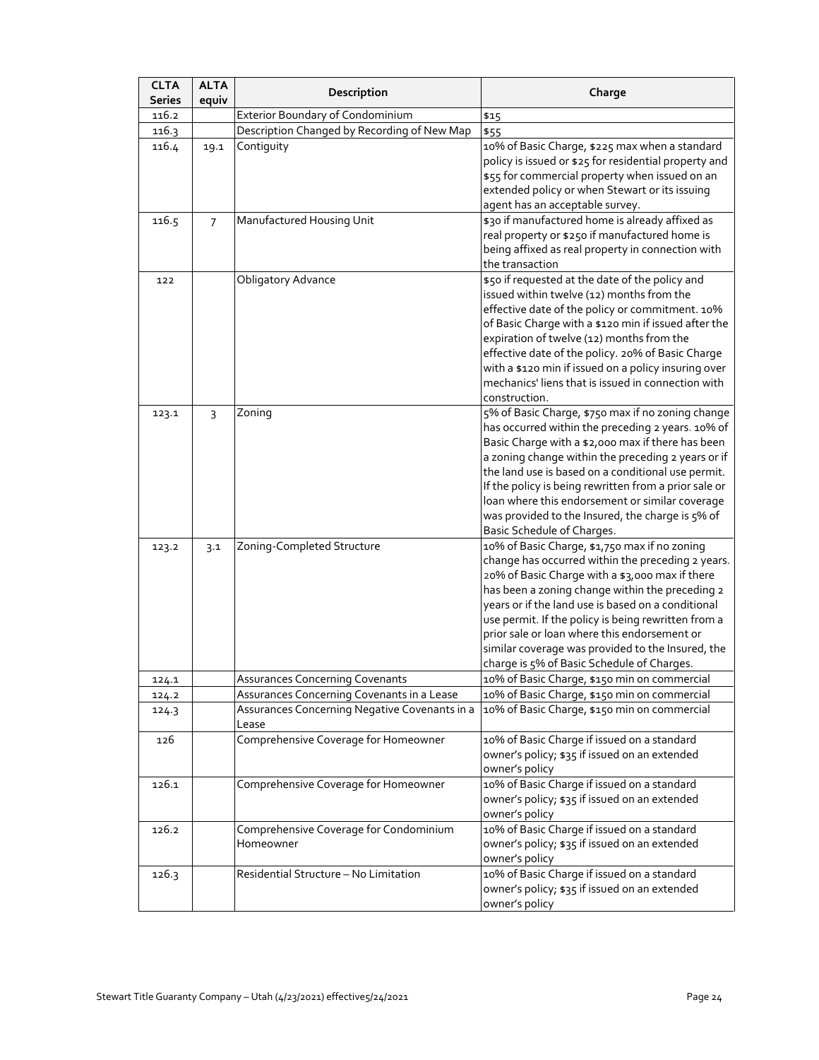| CLTA Series | ALTA equiv | Description | Charge |
|---|---|---|---|
| 116.2 | | Exterior Boundary of Condominium | $15 |
| 116.3 | | Description Changed by Recording of New Map | $55 |
| 116.4 | 19.1 | Contiguity | 10% of Basic Charge, $225 max when a standard policy is issued or $25 for residential property and $55 for commercial property when issued on an extended policy or when Stewart or its issuing agent has an acceptable survey. |
| 116.5 | 7 | Manufactured Housing Unit | $30 if manufactured home is already affixed as real property or $250 if manufactured home is being affixed as real property in connection with the transaction |
| 122 | | Obligatory Advance | $50 if requested at the date of the policy and issued within twelve (12) months from the effective date of the policy or commitment. 10% of Basic Charge with a $120 min if issued after the expiration of twelve (12) months from the effective date of the policy. 20% of Basic Charge with a $120 min if issued on a policy insuring over mechanics' liens that is issued in connection with construction. |
| 123.1 | 3 | Zoning | 5% of Basic Charge, $750 max if no zoning change has occurred within the preceding 2 years. 10% of Basic Charge with a $2,000 max if there has been a zoning change within the preceding 2 years or if the land use is based on a conditional use permit. If the policy is being rewritten from a prior sale or loan where this endorsement or similar coverage was provided to the Insured, the charge is 5% of Basic Schedule of Charges. |
| 123.2 | 3.1 | Zoning-Completed Structure | 10% of Basic Charge, $1,750 max if no zoning change has occurred within the preceding 2 years. 20% of Basic Charge with a $3,000 max if there has been a zoning change within the preceding 2 years or if the land use is based on a conditional use permit. If the policy is being rewritten from a prior sale or loan where this endorsement or similar coverage was provided to the Insured, the charge is 5% of Basic Schedule of Charges. |
| 124.1 | | Assurances Concerning Covenants | 10% of Basic Charge, $150 min on commercial |
| 124.2 | | Assurances Concerning Covenants in a Lease | 10% of Basic Charge, $150 min on commercial |
| 124.3 | | Assurances Concerning Negative Covenants in a Lease | 10% of Basic Charge, $150 min on commercial |
| 126 | | Comprehensive Coverage for Homeowner | 10% of Basic Charge if issued on a standard owner's policy; $35 if issued on an extended owner's policy |
| 126.1 | | Comprehensive Coverage for Homeowner | 10% of Basic Charge if issued on a standard owner's policy; $35 if issued on an extended owner's policy |
| 126.2 | | Comprehensive Coverage for Condominium Homeowner | 10% of Basic Charge if issued on a standard owner's policy; $35 if issued on an extended owner's policy |
| 126.3 | | Residential Structure – No Limitation | 10% of Basic Charge if issued on a standard owner's policy; $35 if issued on an extended owner's policy |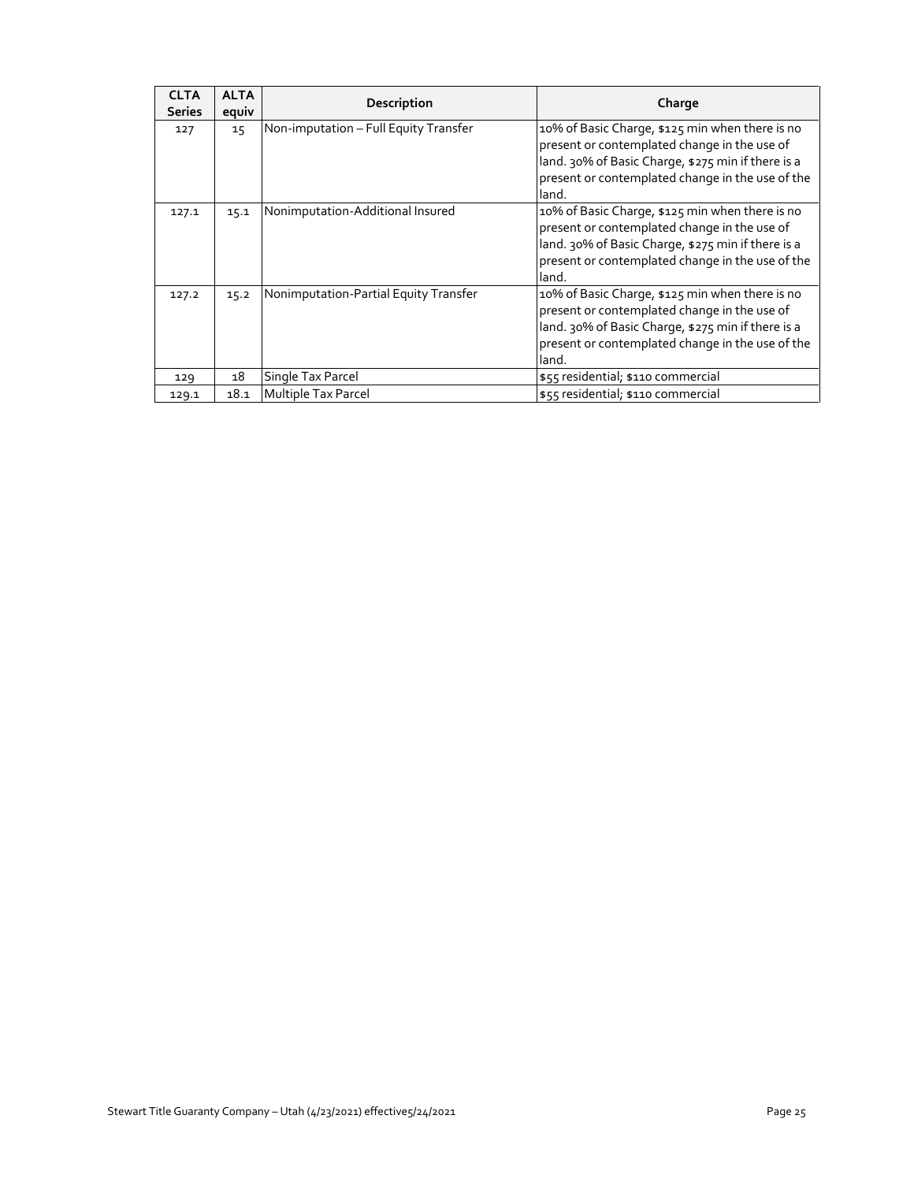| CLTA Series | ALTA equiv | Description | Charge |
|---|---|---|---|
| 127 | 15 | Non-imputation – Full Equity Transfer | 10% of Basic Charge, $125 min when there is no present or contemplated change in the use of land. 30% of Basic Charge, $275 min if there is a present or contemplated change in the use of the land. |
| 127.1 | 15.1 | Nonimputation-Additional Insured | 10% of Basic Charge, $125 min when there is no present or contemplated change in the use of land. 30% of Basic Charge, $275 min if there is a present or contemplated change in the use of the land. |
| 127.2 | 15.2 | Nonimputation-Partial Equity Transfer | 10% of Basic Charge, $125 min when there is no present or contemplated change in the use of land. 30% of Basic Charge, $275 min if there is a present or contemplated change in the use of the land. |
| 129 | 18 | Single Tax Parcel | $55 residential; $110 commercial |
| 129.1 | 18.1 | Multiple Tax Parcel | $55 residential; $110 commercial |